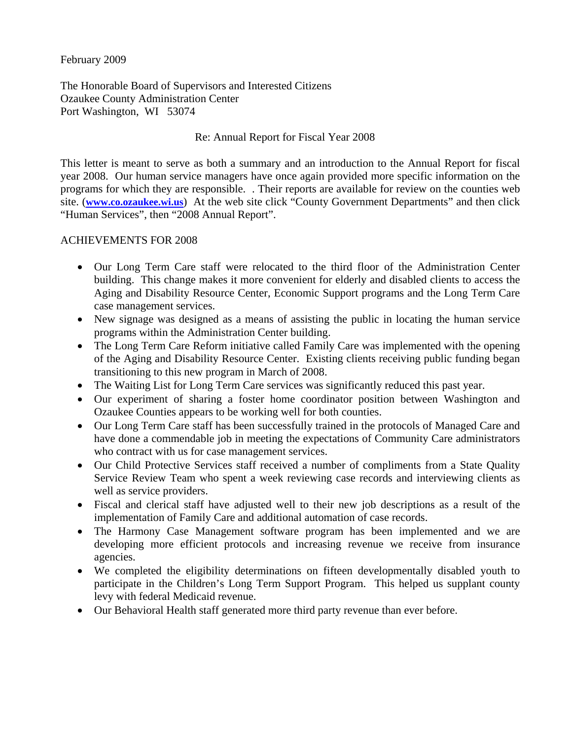February 2009

The Honorable Board of Supervisors and Interested Citizens
Ozaukee County Administration Center
Port Washington, WI 53074

Re: Annual Report for Fiscal Year 2008

This letter is meant to serve as both a summary and an introduction to the Annual Report for fiscal year 2008. Our human service managers have once again provided more specific information on the programs for which they are responsible. . Their reports are available for review on the counties web site. (**www.co.ozaukee.wi.us**) At the web site click "County Government Departments" and then click "Human Services", then "2008 Annual Report".

ACHIEVEMENTS FOR 2008

- Our Long Term Care staff were relocated to the third floor of the Administration Center building. This change makes it more convenient for elderly and disabled clients to access the Aging and Disability Resource Center, Economic Support programs and the Long Term Care case management services.
- New signage was designed as a means of assisting the public in locating the human service programs within the Administration Center building.
- The Long Term Care Reform initiative called Family Care was implemented with the opening of the Aging and Disability Resource Center. Existing clients receiving public funding began transitioning to this new program in March of 2008.
- The Waiting List for Long Term Care services was significantly reduced this past year.
- Our experiment of sharing a foster home coordinator position between Washington and Ozaukee Counties appears to be working well for both counties.
- Our Long Term Care staff has been successfully trained in the protocols of Managed Care and have done a commendable job in meeting the expectations of Community Care administrators who contract with us for case management services.
- Our Child Protective Services staff received a number of compliments from a State Quality Service Review Team who spent a week reviewing case records and interviewing clients as well as service providers.
- Fiscal and clerical staff have adjusted well to their new job descriptions as a result of the implementation of Family Care and additional automation of case records.
- The Harmony Case Management software program has been implemented and we are developing more efficient protocols and increasing revenue we receive from insurance agencies.
- We completed the eligibility determinations on fifteen developmentally disabled youth to participate in the Children's Long Term Support Program. This helped us supplant county levy with federal Medicaid revenue.
- Our Behavioral Health staff generated more third party revenue than ever before.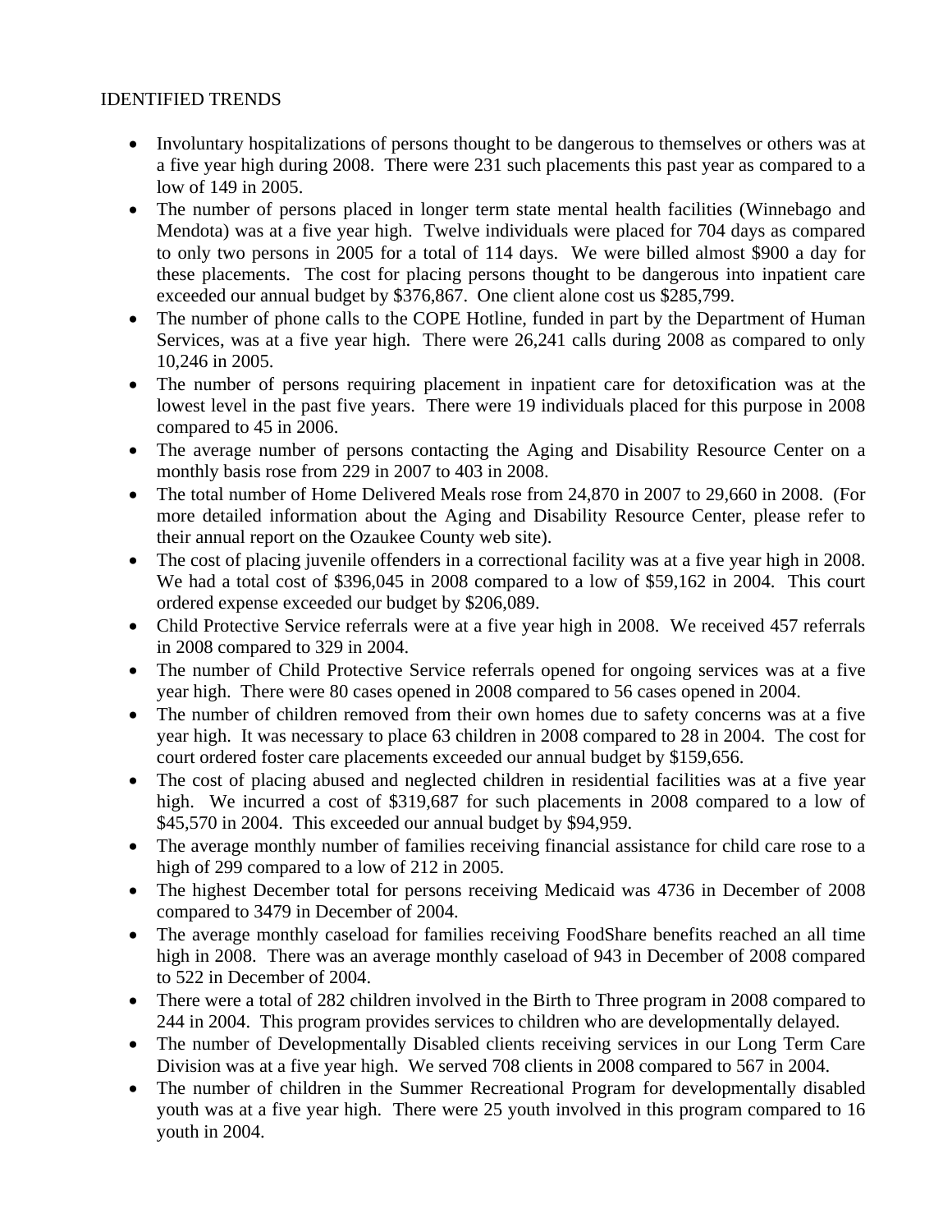IDENTIFIED TRENDS

- Involuntary hospitalizations of persons thought to be dangerous to themselves or others was at a five year high during 2008. There were 231 such placements this past year as compared to a low of 149 in 2005.
- The number of persons placed in longer term state mental health facilities (Winnebago and Mendota) was at a five year high. Twelve individuals were placed for 704 days as compared to only two persons in 2005 for a total of 114 days. We were billed almost $900 a day for these placements. The cost for placing persons thought to be dangerous into inpatient care exceeded our annual budget by $376,867. One client alone cost us $285,799.
- The number of phone calls to the COPE Hotline, funded in part by the Department of Human Services, was at a five year high. There were 26,241 calls during 2008 as compared to only 10,246 in 2005.
- The number of persons requiring placement in inpatient care for detoxification was at the lowest level in the past five years. There were 19 individuals placed for this purpose in 2008 compared to 45 in 2006.
- The average number of persons contacting the Aging and Disability Resource Center on a monthly basis rose from 229 in 2007 to 403 in 2008.
- The total number of Home Delivered Meals rose from 24,870 in 2007 to 29,660 in 2008. (For more detailed information about the Aging and Disability Resource Center, please refer to their annual report on the Ozaukee County web site).
- The cost of placing juvenile offenders in a correctional facility was at a five year high in 2008. We had a total cost of $396,045 in 2008 compared to a low of $59,162 in 2004. This court ordered expense exceeded our budget by $206,089.
- Child Protective Service referrals were at a five year high in 2008. We received 457 referrals in 2008 compared to 329 in 2004.
- The number of Child Protective Service referrals opened for ongoing services was at a five year high. There were 80 cases opened in 2008 compared to 56 cases opened in 2004.
- The number of children removed from their own homes due to safety concerns was at a five year high. It was necessary to place 63 children in 2008 compared to 28 in 2004. The cost for court ordered foster care placements exceeded our annual budget by $159,656.
- The cost of placing abused and neglected children in residential facilities was at a five year high. We incurred a cost of $319,687 for such placements in 2008 compared to a low of $45,570 in 2004. This exceeded our annual budget by $94,959.
- The average monthly number of families receiving financial assistance for child care rose to a high of 299 compared to a low of 212 in 2005.
- The highest December total for persons receiving Medicaid was 4736 in December of 2008 compared to 3479 in December of 2004.
- The average monthly caseload for families receiving FoodShare benefits reached an all time high in 2008. There was an average monthly caseload of 943 in December of 2008 compared to 522 in December of 2004.
- There were a total of 282 children involved in the Birth to Three program in 2008 compared to 244 in 2004. This program provides services to children who are developmentally delayed.
- The number of Developmentally Disabled clients receiving services in our Long Term Care Division was at a five year high. We served 708 clients in 2008 compared to 567 in 2004.
- The number of children in the Summer Recreational Program for developmentally disabled youth was at a five year high. There were 25 youth involved in this program compared to 16 youth in 2004.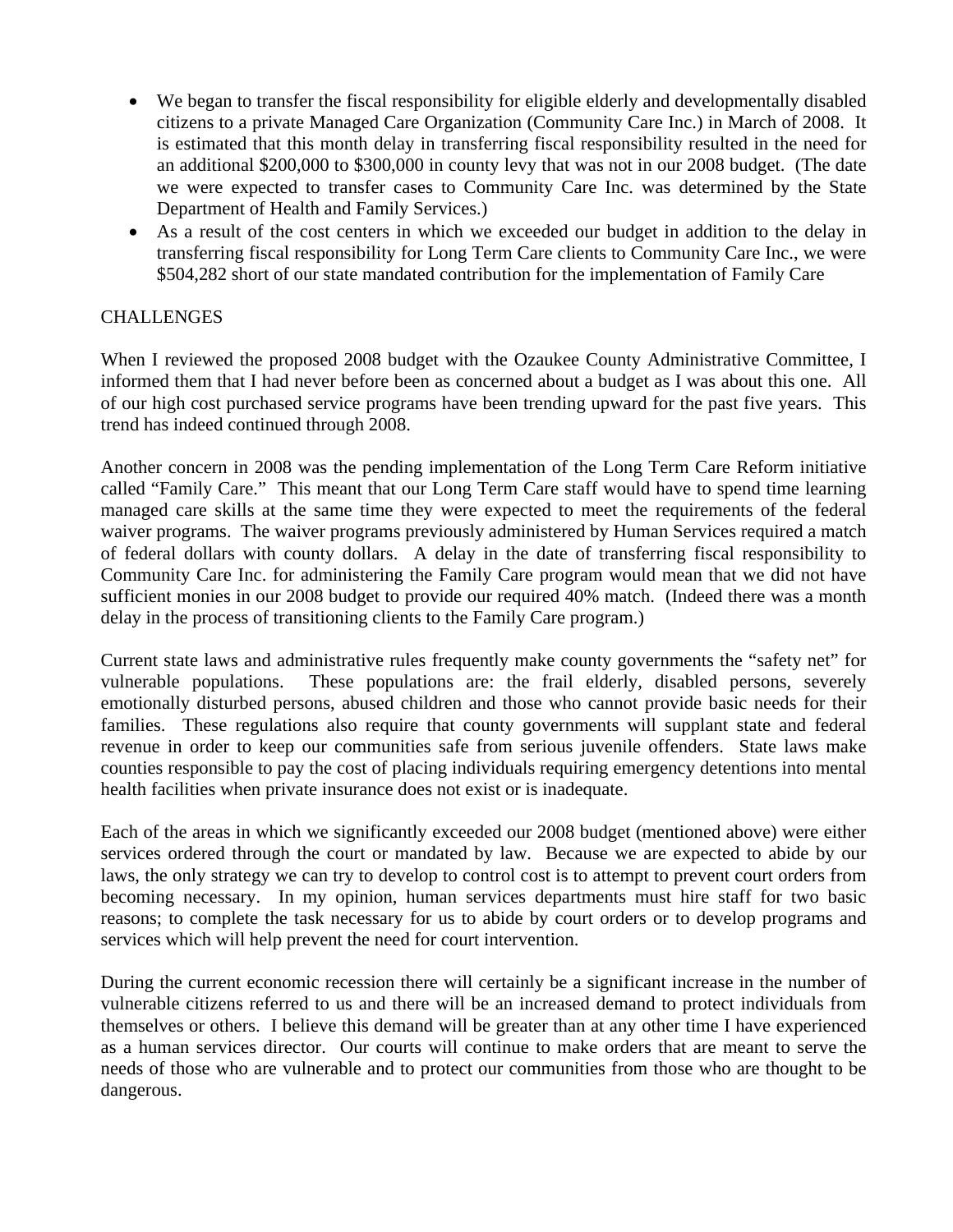- We began to transfer the fiscal responsibility for eligible elderly and developmentally disabled citizens to a private Managed Care Organization (Community Care Inc.) in March of 2008. It is estimated that this month delay in transferring fiscal responsibility resulted in the need for an additional $200,000 to $300,000 in county levy that was not in our 2008 budget. (The date we were expected to transfer cases to Community Care Inc. was determined by the State Department of Health and Family Services.)
- As a result of the cost centers in which we exceeded our budget in addition to the delay in transferring fiscal responsibility for Long Term Care clients to Community Care Inc., we were $504,282 short of our state mandated contribution for the implementation of Family Care

CHALLENGES

When I reviewed the proposed 2008 budget with the Ozaukee County Administrative Committee, I informed them that I had never before been as concerned about a budget as I was about this one. All of our high cost purchased service programs have been trending upward for the past five years. This trend has indeed continued through 2008.

Another concern in 2008 was the pending implementation of the Long Term Care Reform initiative called "Family Care." This meant that our Long Term Care staff would have to spend time learning managed care skills at the same time they were expected to meet the requirements of the federal waiver programs. The waiver programs previously administered by Human Services required a match of federal dollars with county dollars. A delay in the date of transferring fiscal responsibility to Community Care Inc. for administering the Family Care program would mean that we did not have sufficient monies in our 2008 budget to provide our required 40% match. (Indeed there was a month delay in the process of transitioning clients to the Family Care program.)

Current state laws and administrative rules frequently make county governments the "safety net" for vulnerable populations. These populations are: the frail elderly, disabled persons, severely emotionally disturbed persons, abused children and those who cannot provide basic needs for their families. These regulations also require that county governments will supplant state and federal revenue in order to keep our communities safe from serious juvenile offenders. State laws make counties responsible to pay the cost of placing individuals requiring emergency detentions into mental health facilities when private insurance does not exist or is inadequate.

Each of the areas in which we significantly exceeded our 2008 budget (mentioned above) were either services ordered through the court or mandated by law. Because we are expected to abide by our laws, the only strategy we can try to develop to control cost is to attempt to prevent court orders from becoming necessary. In my opinion, human services departments must hire staff for two basic reasons; to complete the task necessary for us to abide by court orders or to develop programs and services which will help prevent the need for court intervention.

During the current economic recession there will certainly be a significant increase in the number of vulnerable citizens referred to us and there will be an increased demand to protect individuals from themselves or others. I believe this demand will be greater than at any other time I have experienced as a human services director. Our courts will continue to make orders that are meant to serve the needs of those who are vulnerable and to protect our communities from those who are thought to be dangerous.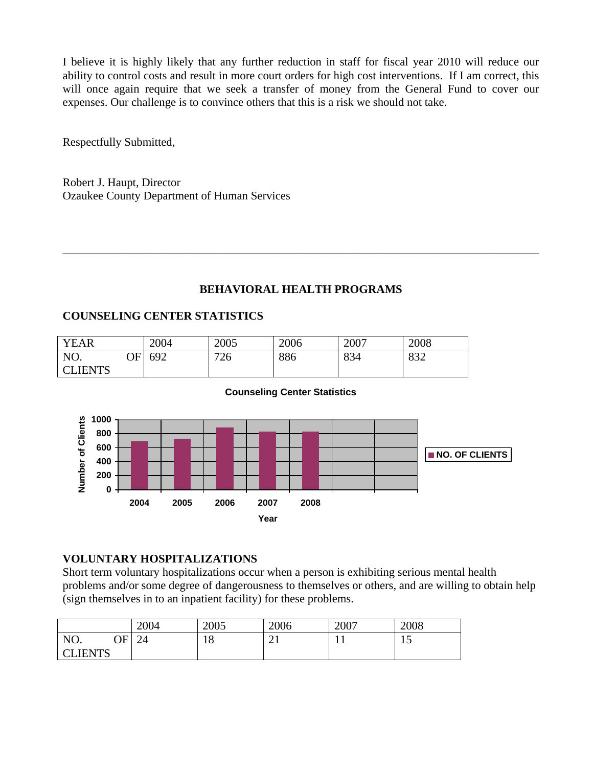I believe it is highly likely that any further reduction in staff for fiscal year 2010 will reduce our ability to control costs and result in more court orders for high cost interventions. If I am correct, this will once again require that we seek a transfer of money from the General Fund to cover our expenses. Our challenge is to convince others that this is a risk we should not take.

Respectfully Submitted,

Robert J. Haupt, Director
Ozaukee County Department of Human Services

---

## BEHAVIORAL HEALTH PROGRAMS

### COUNSELING CENTER STATISTICS

| YEAR | 2004 | 2005 | 2006 | 2007 | 2008 |
|---|---|---|---|---|---|
| NO. OF CLIENTS | 692 | 726 | 886 | 834 | 832 |

**Counseling Center Statistics**

| Year | NO. OF CLIENTS |
|---|---|
| 2004 | 692 |
| 2005 | 726 |
| 2006 | 886 |
| 2007 | 834 |
| 2008 | 832 |

### VOLUNTARY HOSPITALIZATIONS

Short term voluntary hospitalizations occur when a person is exhibiting serious mental health problems and/or some degree of dangerousness to themselves or others, and are willing to obtain help (sign themselves in to an inpatient facility) for these problems.

| | 2004 | 2005 | 2006 | 2007 | 2008 |
|---|---|---|---|---|---|
| NO. OF CLIENTS | 24 | 18 | 21 | 11 | 15 |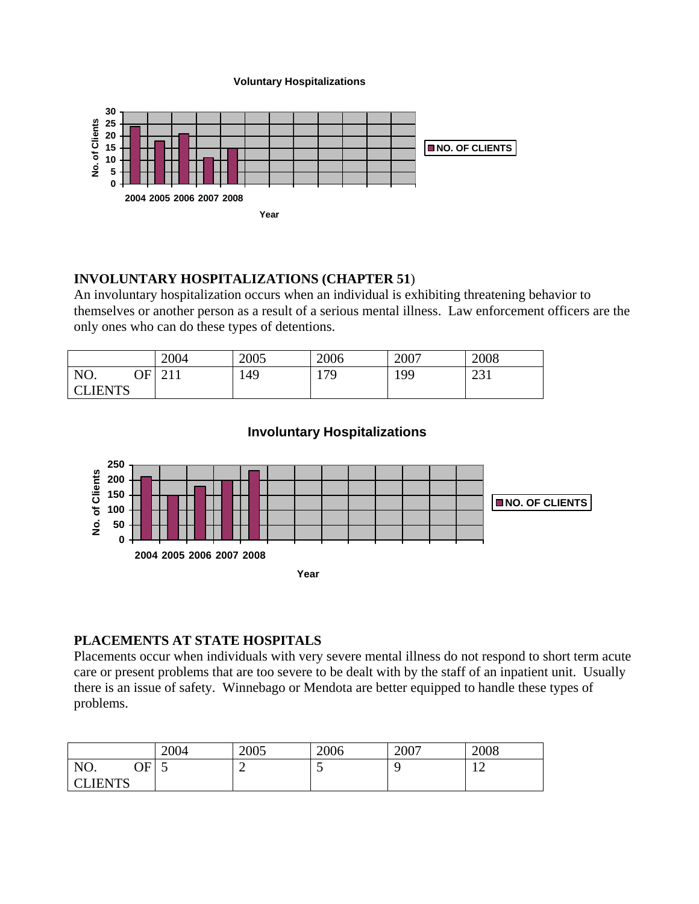**Voluntary Hospitalizations**

## INVOLUNTARY HOSPITALIZATIONS (CHAPTER 51)

An involuntary hospitalization occurs when an individual is exhibiting threatening behavior to themselves or another person as a result of a serious mental illness. Law enforcement officers are the only ones who can do these types of detentions.

| | 2004 | 2005 | 2006 | 2007 | 2008 |
|---|---|---|---|---|---|
| NO. OF CLIENTS | 211 | 149 | 179 | 199 | 231 |

**Involuntary Hospitalizations**

## PLACEMENTS AT STATE HOSPITALS

Placements occur when individuals with very severe mental illness do not respond to short term acute care or present problems that are too severe to be dealt with by the staff of an inpatient unit. Usually there is an issue of safety. Winnebago or Mendota are better equipped to handle these types of problems.

| | 2004 | 2005 | 2006 | 2007 | 2008 |
|---|---|---|---|---|---|
| NO. OF CLIENTS | 5 | 2 | 5 | 9 | 12 |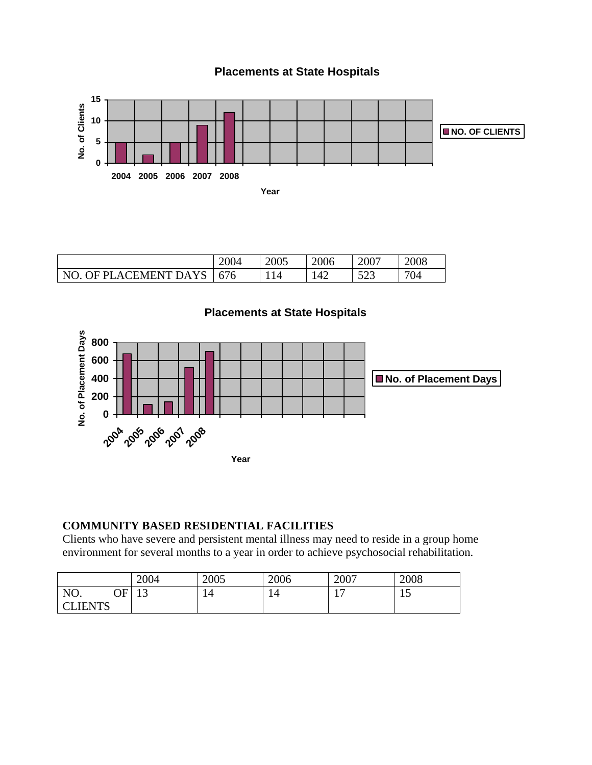**Placements at State Hospitals**

| | 2004 | 2005 | 2006 | 2007 | 2008 |
|---|---|---|---|---|---|
| NO. OF PLACEMENT DAYS | 676 | 114 | 142 | 523 | 704 |

**Placements at State Hospitals**

**COMMUNITY BASED RESIDENTIAL FACILITIES**

Clients who have severe and persistent mental illness may need to reside in a group home environment for several months to a year in order to achieve psychosocial rehabilitation.

| | 2004 | 2005 | 2006 | 2007 | 2008 |
|---|---|---|---|---|---|
| NO. OF CLIENTS | 13 | 14 | 14 | 17 | 15 |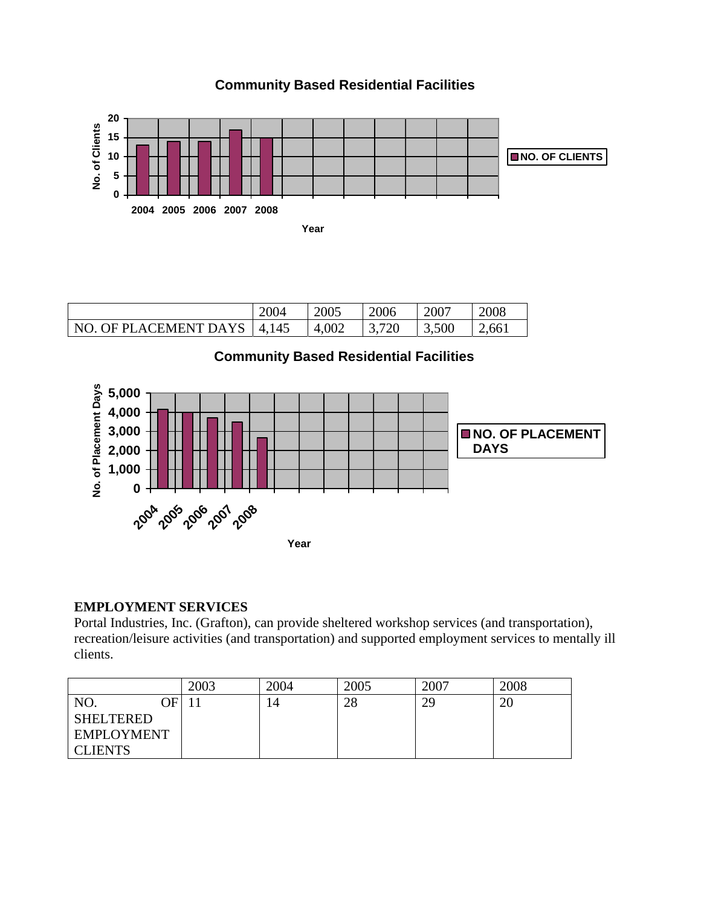**Community Based Residential Facilities**

| | 2004 | 2005 | 2006 | 2007 | 2008 |
|---|---|---|---|---|---|
| NO. OF PLACEMENT DAYS | 4,145 | 4,002 | 3,720 | 3,500 | 2,661 |

**Community Based Residential Facilities**

**EMPLOYMENT SERVICES**
Portal Industries, Inc. (Grafton), can provide sheltered workshop services (and transportation), recreation/leisure activities (and transportation) and supported employment services to mentally ill clients.

| | 2003 | 2004 | 2005 | 2007 | 2008 |
|---|---|---|---|---|---|
| NO. OF SHELTERED EMPLOYMENT CLIENTS | 11 | 14 | 28 | 29 | 20 |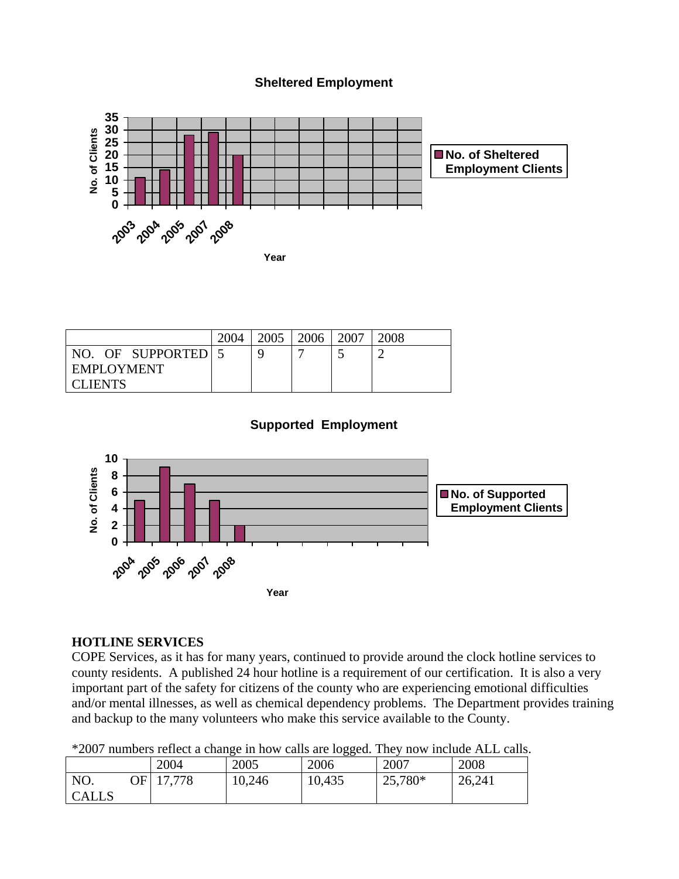**Sheltered Employment**

| Year | No. of Sheltered Employment Clients |
|---|---|
| 2003 | 11 |
| 2004 | 14 |
| 2005 | 28 |
| 2007 | 29 |
| 2008 | 20 |

| | 2004 | 2005 | 2006 | 2007 | 2008 |
|---|---|---|---|---|---|
| NO. OF SUPPORTED EMPLOYMENT CLIENTS | 5 | 9 | 7 | 5 | 2 |

**Supported Employment**

| Year | No. of Supported Employment Clients |
|---|---|
| 2004 | 5 |
| 2005 | 9 |
| 2006 | 7 |
| 2007 | 5 |
| 2008 | 2 |

**HOTLINE SERVICES**

COPE Services, as it has for many years, continued to provide around the clock hotline services to county residents. A published 24 hour hotline is a requirement of our certification. It is also a very important part of the safety for citizens of the county who are experiencing emotional difficulties and/or mental illnesses, as well as chemical dependency problems. The Department provides training and backup to the many volunteers who make this service available to the County.

*2007 numbers reflect a change in how calls are logged. They now include ALL calls.

| | 2004 | 2005 | 2006 | 2007 | 2008 |
|---|---|---|---|---|---|
| NO. OF CALLS | 17,778 | 10,246 | 10,435 | 25,780* | 26,241 |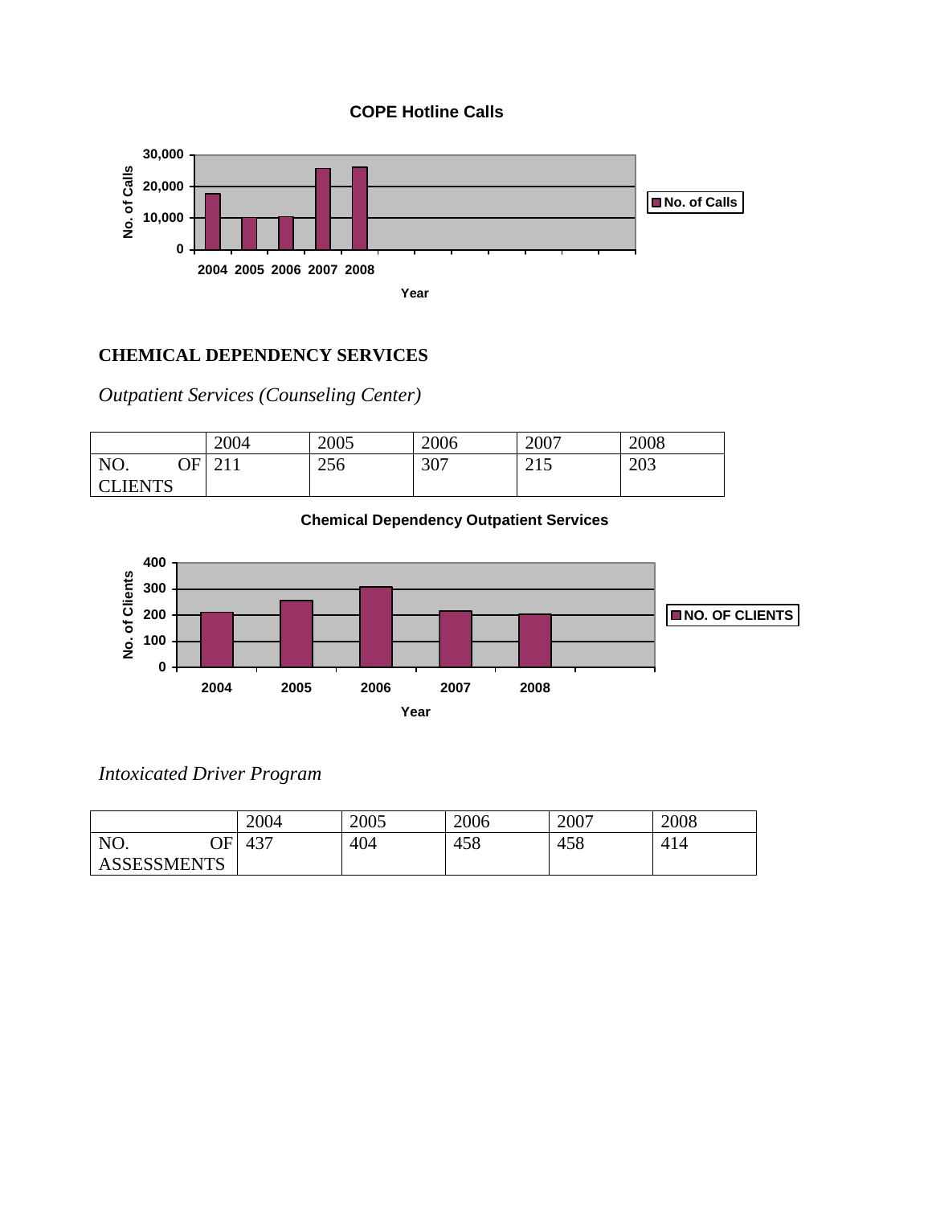**COPE Hotline Calls**

## CHEMICAL DEPENDENCY SERVICES

*Outpatient Services (Counseling Center)*

| | 2004 | 2005 | 2006 | 2007 | 2008 |
|---|---|---|---|---|---|
| NO. OF CLIENTS | 211 | 256 | 307 | 215 | 203 |

**Chemical Dependency Outpatient Services**

*Intoxicated Driver Program*

| | 2004 | 2005 | 2006 | 2007 | 2008 |
|---|---|---|---|---|---|
| NO. OF ASSESSMENTS | 437 | 404 | 458 | 458 | 414 |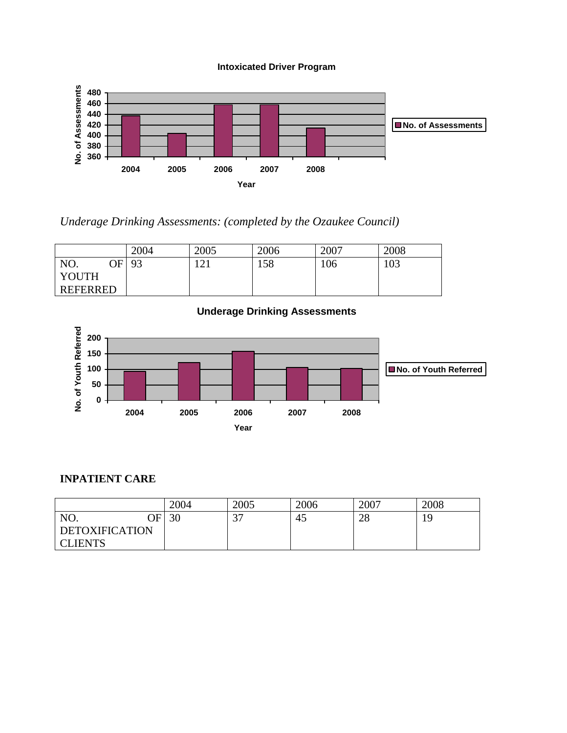**Intoxicated Driver Program**

*Underage Drinking Assessments: (completed by the Ozaukee Council)*

| | 2004 | 2005 | 2006 | 2007 | 2008 |
|---|---|---|---|---|---|
| NO. OF YOUTH REFERRED | 93 | 121 | 158 | 106 | 103 |

**Underage Drinking Assessments**

**INPATIENT CARE**

| | 2004 | 2005 | 2006 | 2007 | 2008 |
|---|---|---|---|---|---|
| NO. OF DETOXIFICATION CLIENTS | 30 | 37 | 45 | 28 | 19 |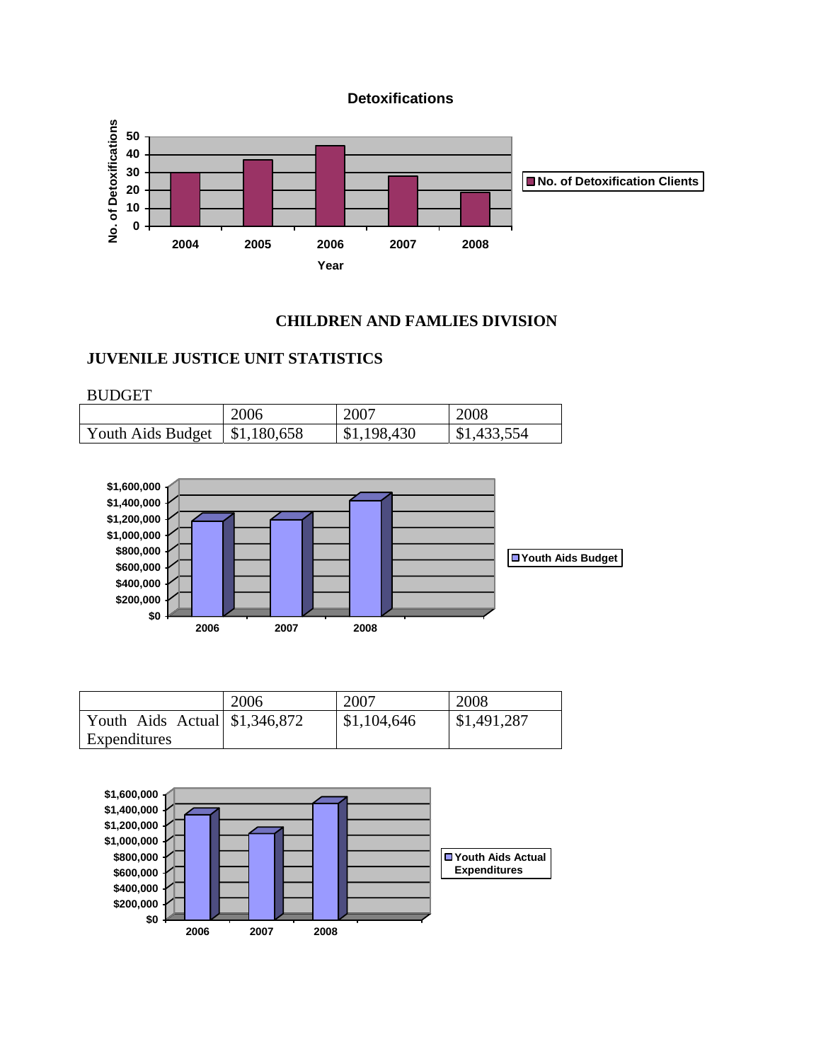**Detoxifications**

## CHILDREN AND FAMLIES DIVISION

### JUVENILE JUSTICE UNIT STATISTICS

BUDGET

| | 2006 | 2007 | 2008 |
|---|---|---|---|
| Youth Aids Budget | $1,180,658 | $1,198,430 | $1,433,554 |

| | 2006 | 2007 | 2008 |
|---|---|---|---|
| Youth Aids Actual Expenditures | $1,346,872 | $1,104,646 | $1,491,287 |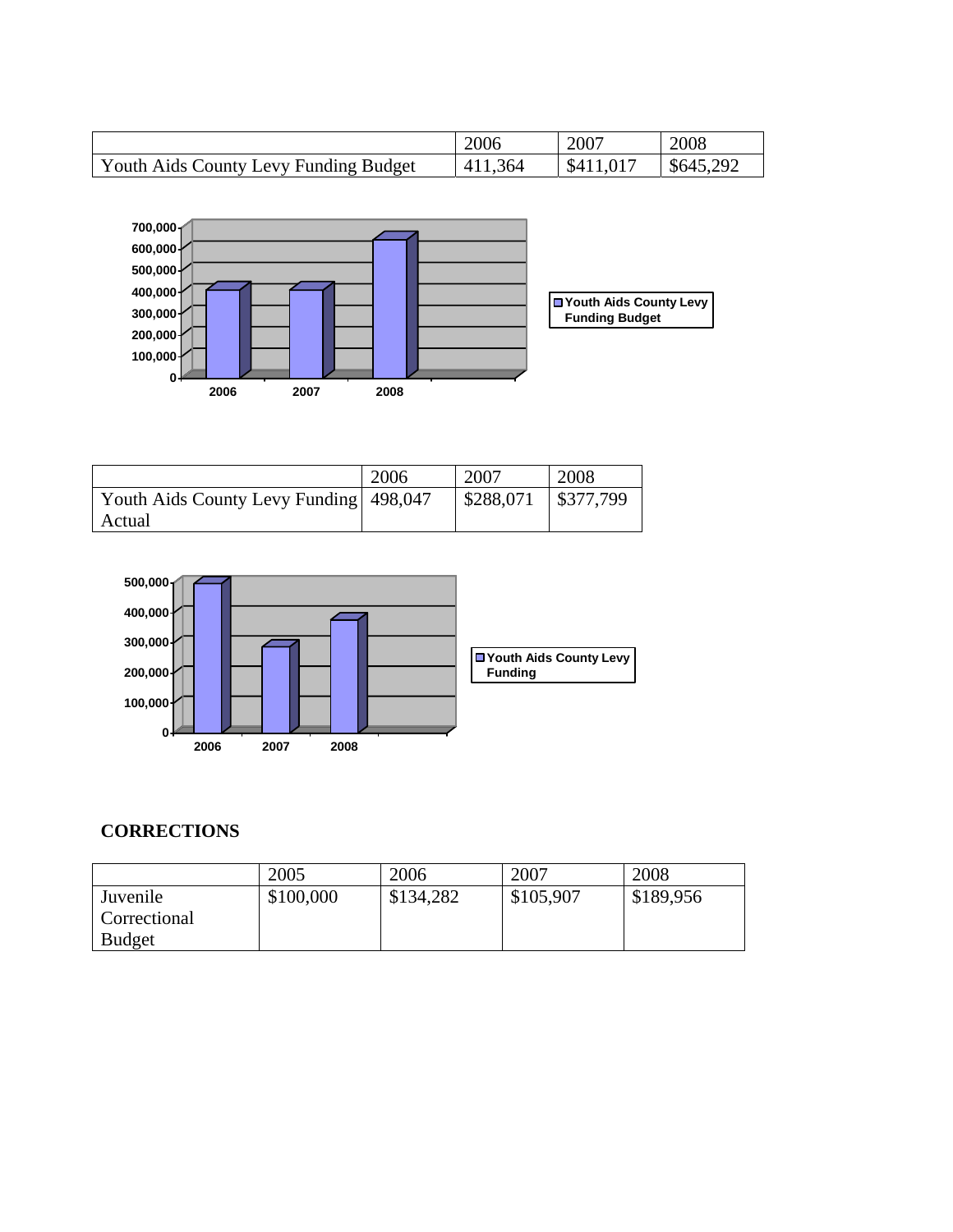| | 2006 | 2007 | 2008 |
|---|---|---|---|
| Youth Aids County Levy Funding Budget | 411,364 | $411,017 | $645,292 |

| | 2006 | 2007 | 2008 |
|---|---|---|---|
| Youth Aids County Levy Funding Actual | 498,047 | $288,071 | $377,799 |

**CORRECTIONS**

| | 2005 | 2006 | 2007 | 2008 |
|---|---|---|---|---|
| Juvenile Correctional Budget | $100,000 | $134,282 | $105,907 | $189,956 |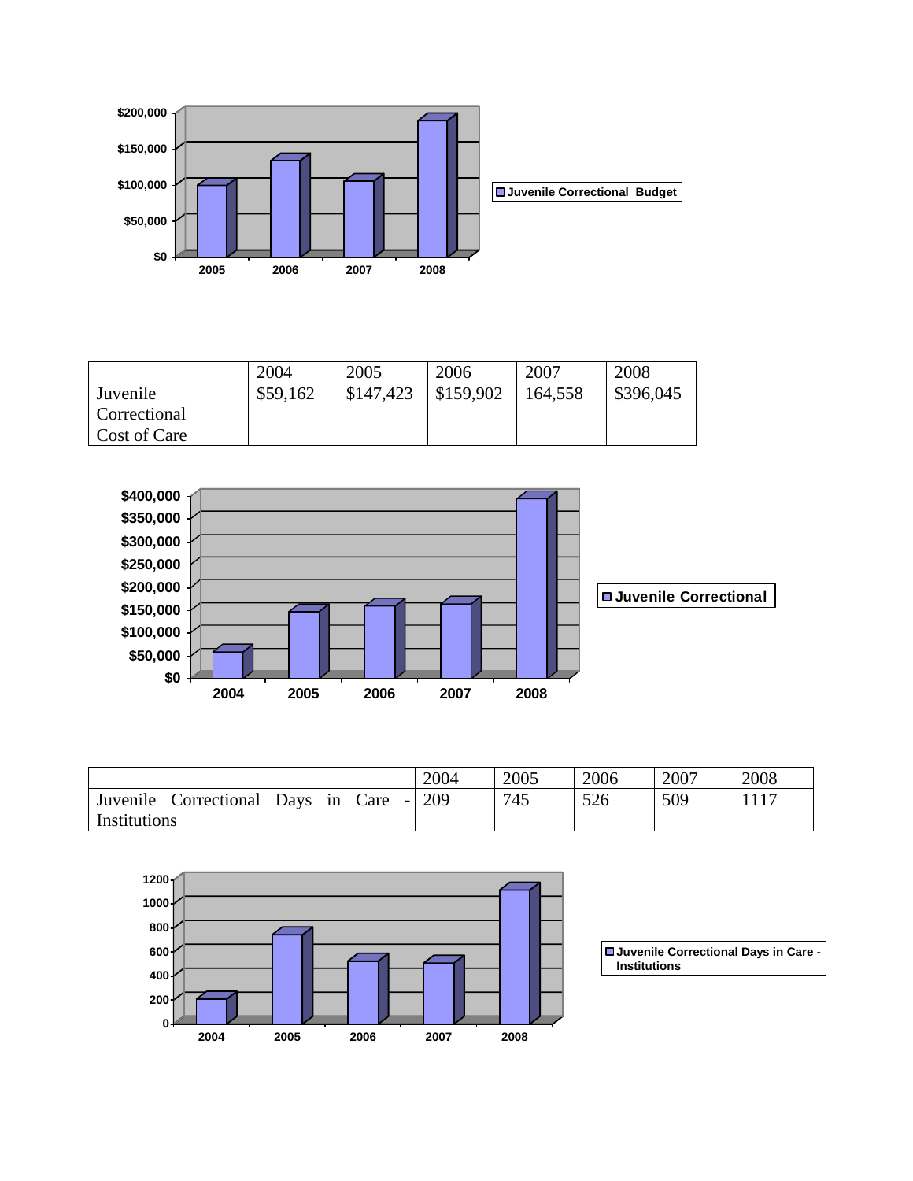| | 2004 | 2005 | 2006 | 2007 | 2008 |
|---|---|---|---|---|---|
| Juvenile Correctional Cost of Care | $59,162 | $147,423 | $159,902 | 164,558 | $396,045 |

| | 2004 | 2005 | 2006 | 2007 | 2008 |
|---|---|---|---|---|---|
| Juvenile Correctional Days in Care - Institutions | 209 | 745 | 526 | 509 | 1117 |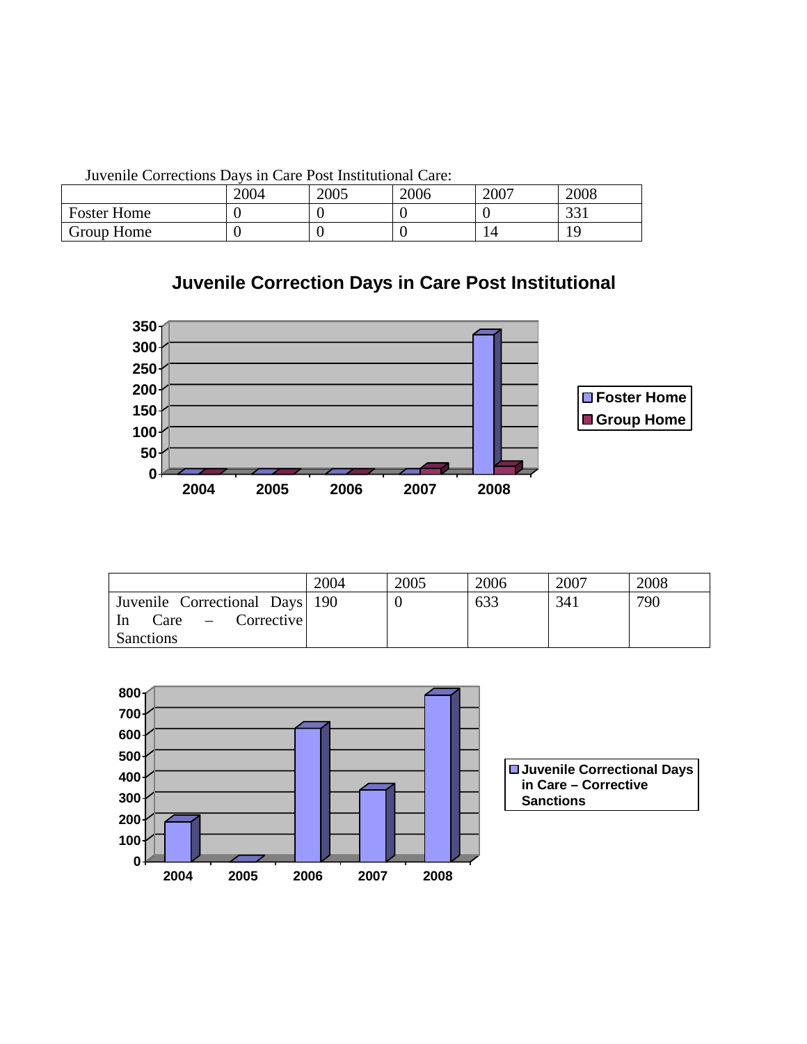Juvenile Corrections Days in Care Post Institutional Care:

| | 2004 | 2005 | 2006 | 2007 | 2008 |
|---|---|---|---|---|---|
| Foster Home | 0 | 0 | 0 | 0 | 331 |
| Group Home | 0 | 0 | 0 | 14 | 19 |

**Juvenile Correction Days in Care Post Institutional**

| | 2004 | 2005 | 2006 | 2007 | 2008 |
|---|---|---|---|---|---|
| Juvenile Correctional Days In Care – Corrective Sanctions | 190 | 0 | 633 | 341 | 790 |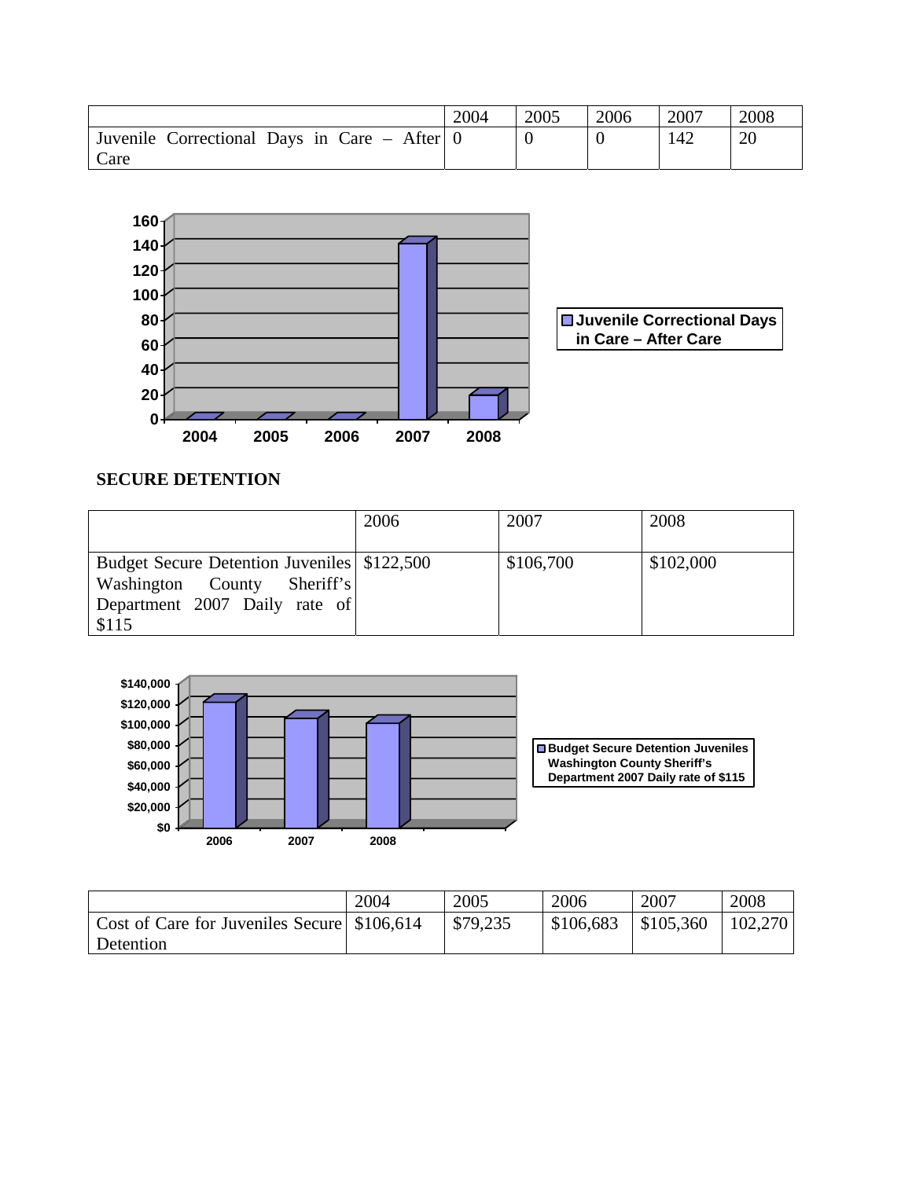| | 2004 | 2005 | 2006 | 2007 | 2008 |
|---|---|---|---|---|---|
| Juvenile Correctional Days in Care – After Care | 0 | 0 | 0 | 142 | 20 |

## SECURE DETENTION

| | 2006 | 2007 | 2008 |
|---|---|---|---|
| Budget Secure Detention Juveniles Washington County Sheriff's Department 2007 Daily rate of $115 | $122,500 | $106,700 | $102,000 |

| | 2004 | 2005 | 2006 | 2007 | 2008 |
|---|---|---|---|---|---|
| Cost of Care for Juveniles Secure Detention | $106,614 | $79,235 | $106,683 | $105,360 | 102,270 |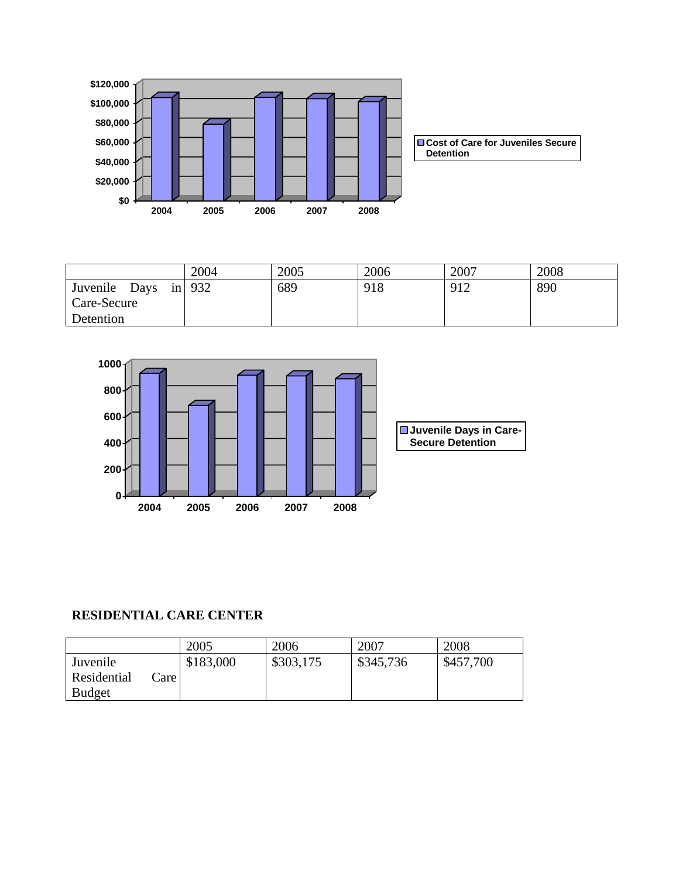|  | 2004 | 2005 | 2006 | 2007 | 2008 |
|---|---|---|---|---|---|
| Juvenile Days in Care-Secure Detention | 932 | 689 | 918 | 912 | 890 |

**RESIDENTIAL CARE CENTER**

|  | 2005 | 2006 | 2007 | 2008 |
|---|---|---|---|---|
| Juvenile Residential Care Budget | $183,000 | $303,175 | $345,736 | $457,700 |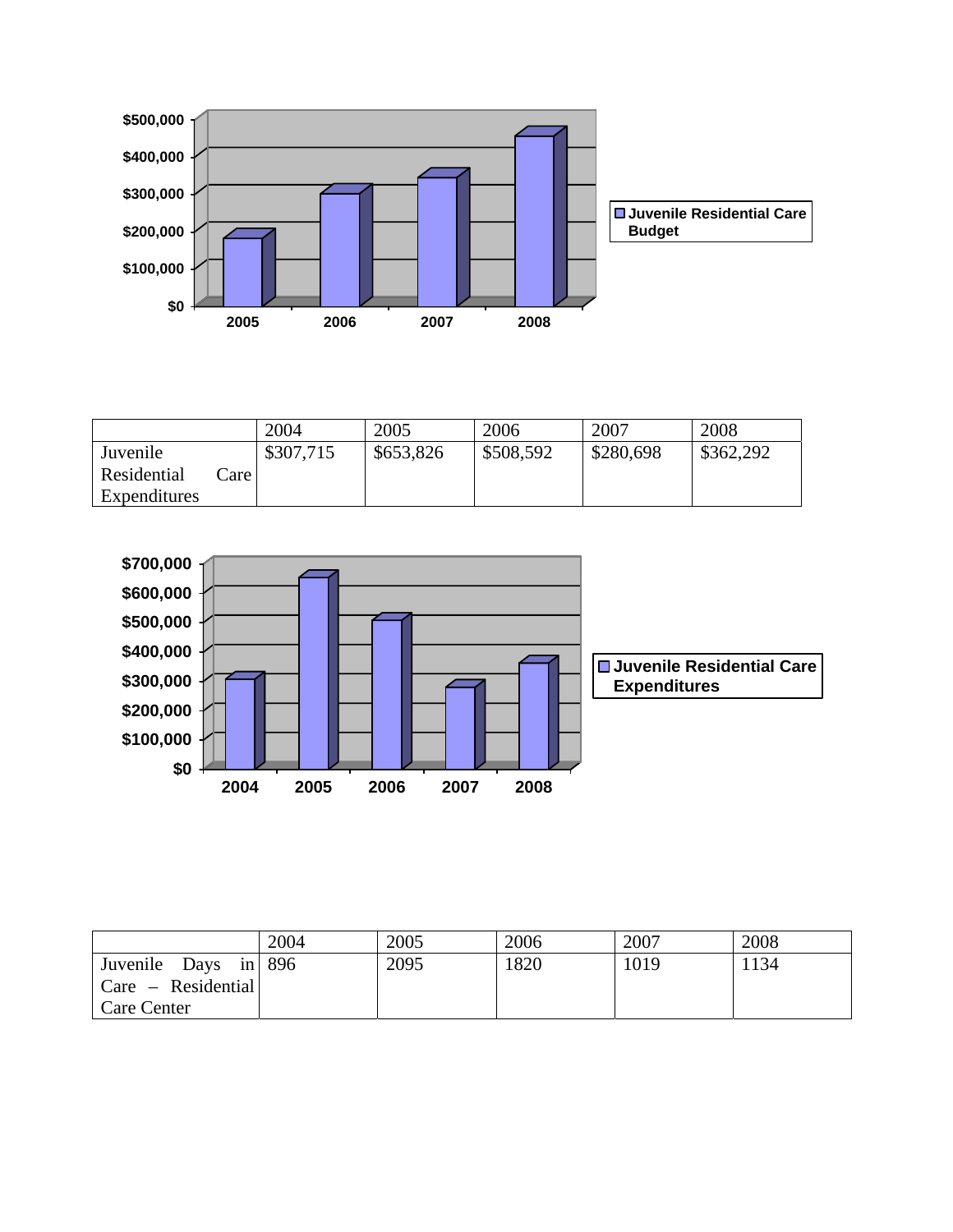| | 2004 | 2005 | 2006 | 2007 | 2008 |
|---|---|---|---|---|---|
| Juvenile Residential Care Expenditures | $307,715 | $653,826 | $508,592 | $280,698 | $362,292 |

| | 2004 | 2005 | 2006 | 2007 | 2008 |
|---|---|---|---|---|---|
| Juvenile Days in Care – Residential Care Center | 896 | 2095 | 1820 | 1019 | 1134 |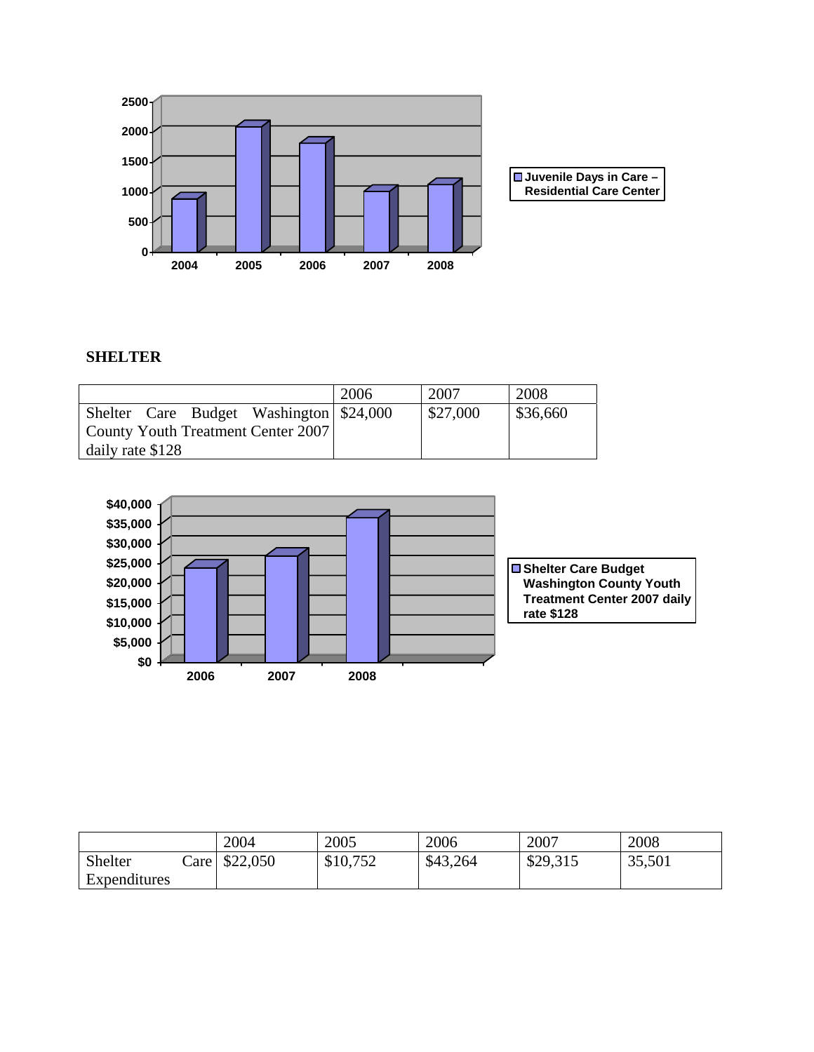## SHELTER

| | 2006 | 2007 | 2008 |
|---|---|---|---|
| Shelter Care Budget Washington County Youth Treatment Center 2007 daily rate $128 | $24,000 | $27,000 | $36,660 |

| | 2004 | 2005 | 2006 | 2007 | 2008 |
|---|---|---|---|---|---|
| Shelter Care Expenditures | $22,050 | $10,752 | $43,264 | $29,315 | 35,501 |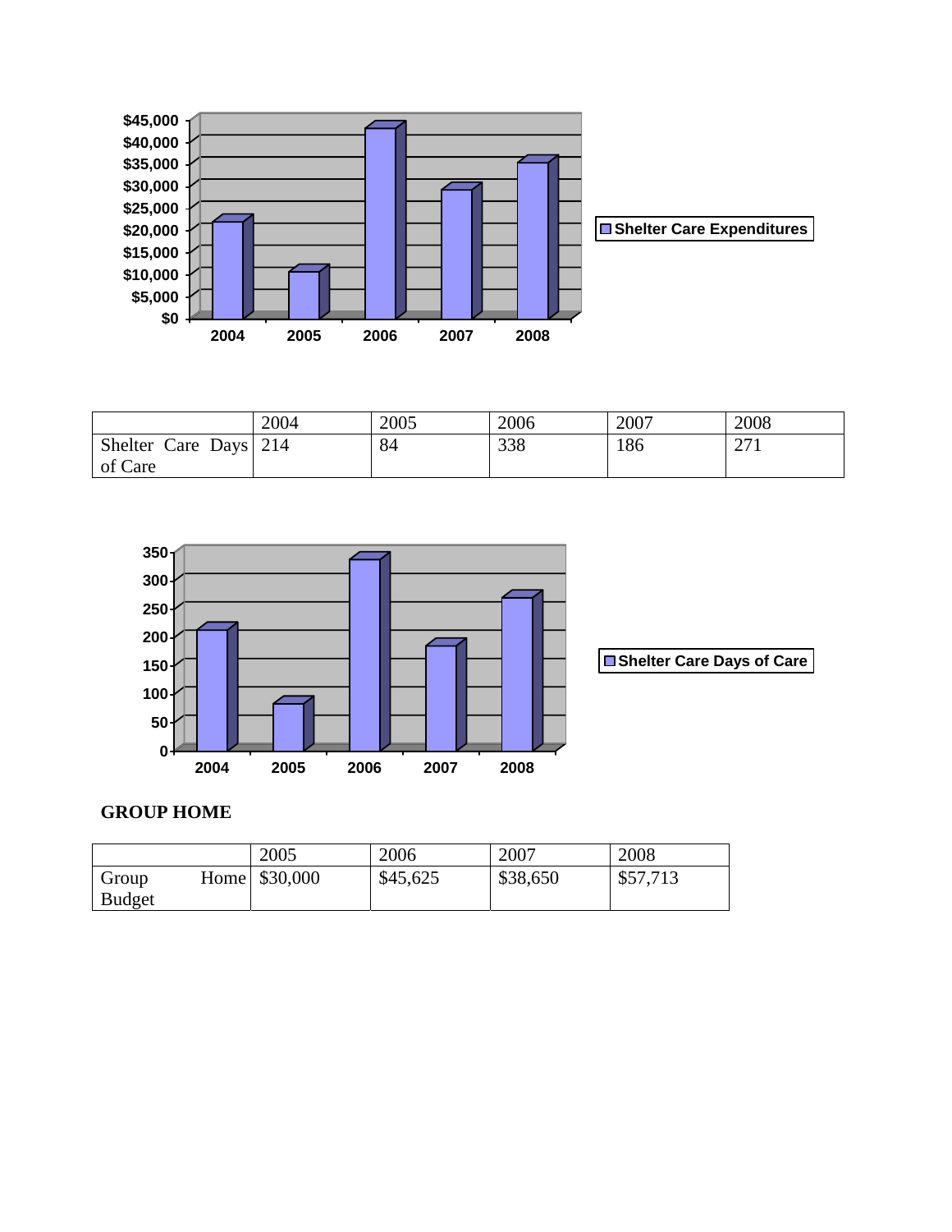| | 2004 | 2005 | 2006 | 2007 | 2008 |
|---|---|---|---|---|---|
| Shelter Care Days of Care | 214 | 84 | 338 | 186 | 271 |

**GROUP HOME**

| | 2005 | 2006 | 2007 | 2008 |
|---|---|---|---|---|
| Group Home Budget | $30,000 | $45,625 | $38,650 | $57,713 |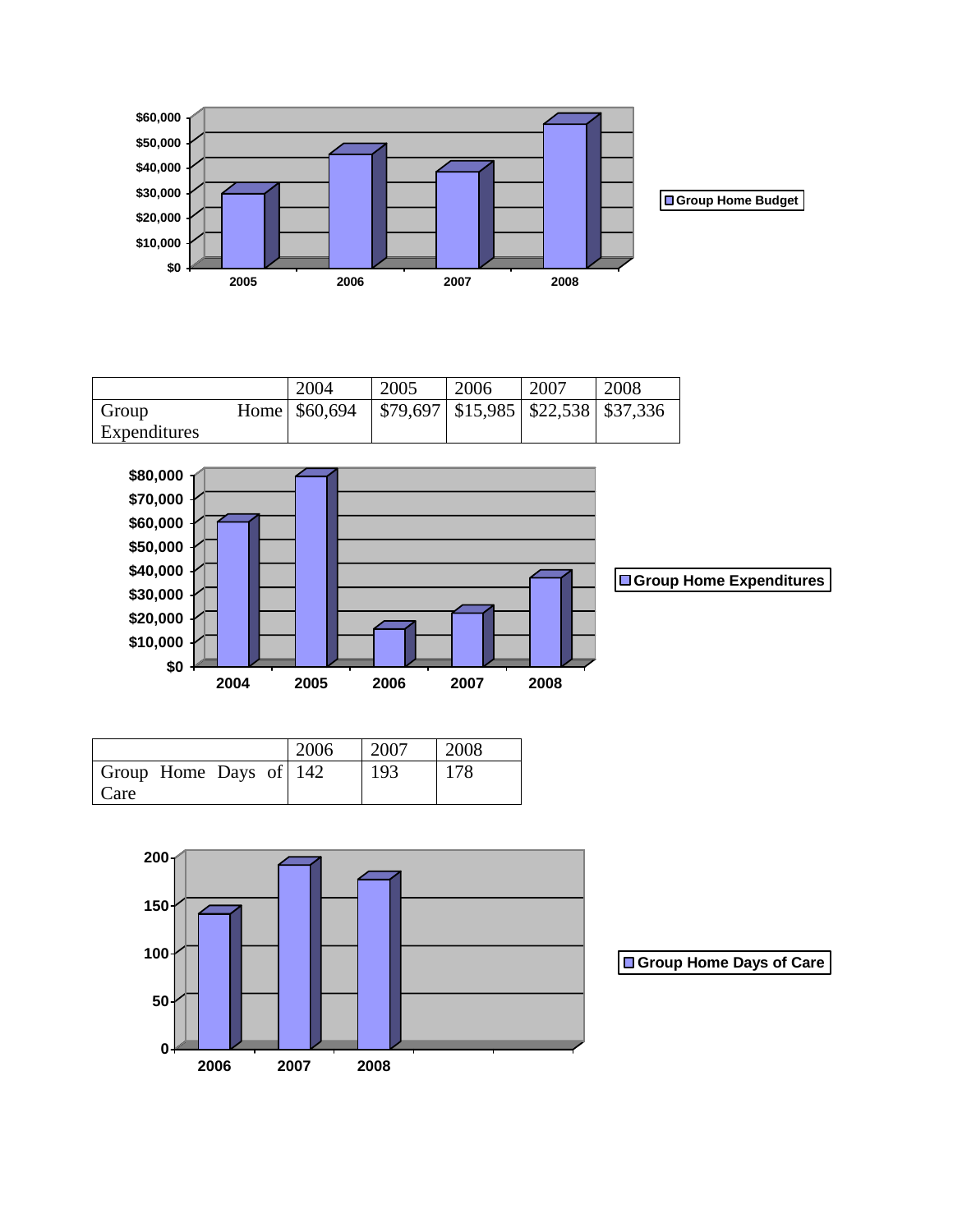| | 2004 | 2005 | 2006 | 2007 | 2008 |
|---|---|---|---|---|---|
| Group Home Expenditures | $60,694 | $79,697 | $15,985 | $22,538 | $37,336 |

| | 2006 | 2007 | 2008 |
|---|---|---|---|
| Group Home Days of Care | 142 | 193 | 178 |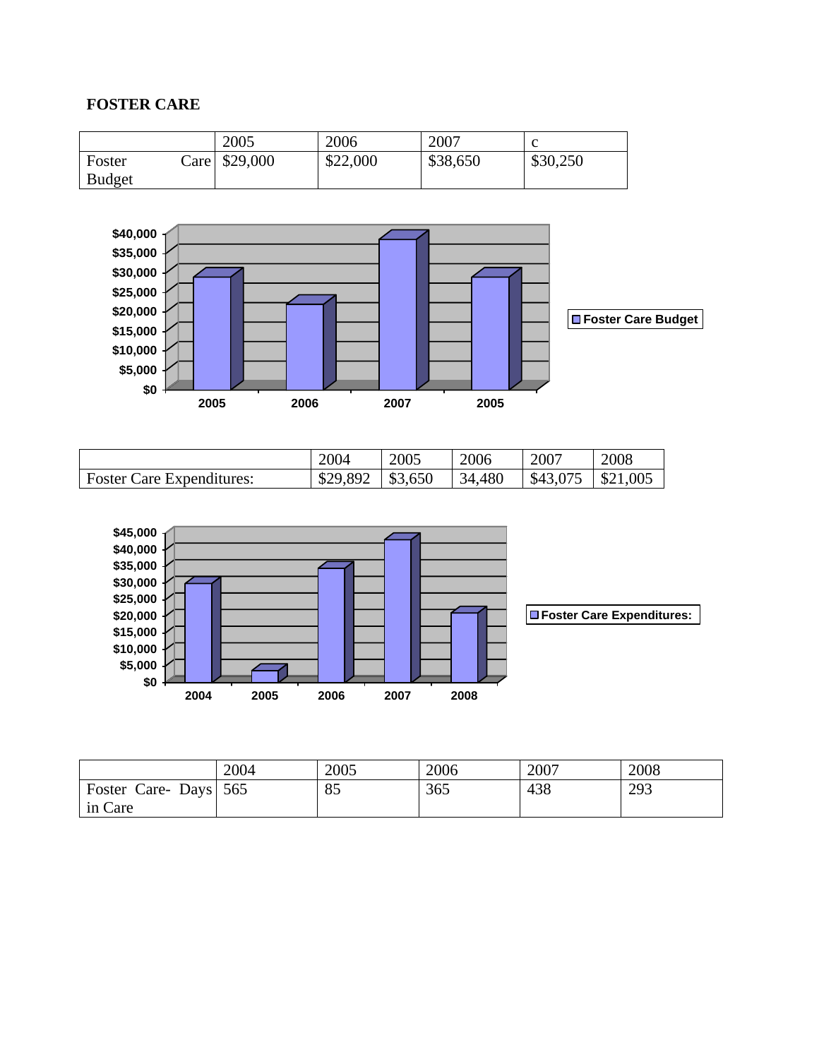**FOSTER CARE**

| | 2005 | 2006 | 2007 | c |
|---|---|---|---|---|
| Foster Care Budget | $29,000 | $22,000 | $38,650 | $30,250 |

| | 2004 | 2005 | 2006 | 2007 | 2008 |
|---|---|---|---|---|---|
| Foster Care Expenditures: | $29,892 | $3,650 | 34,480 | $43,075 | $21,005 |

| | 2004 | 2005 | 2006 | 2007 | 2008 |
|---|---|---|---|---|---|
| Foster Care- Days in Care | 565 | 85 | 365 | 438 | 293 |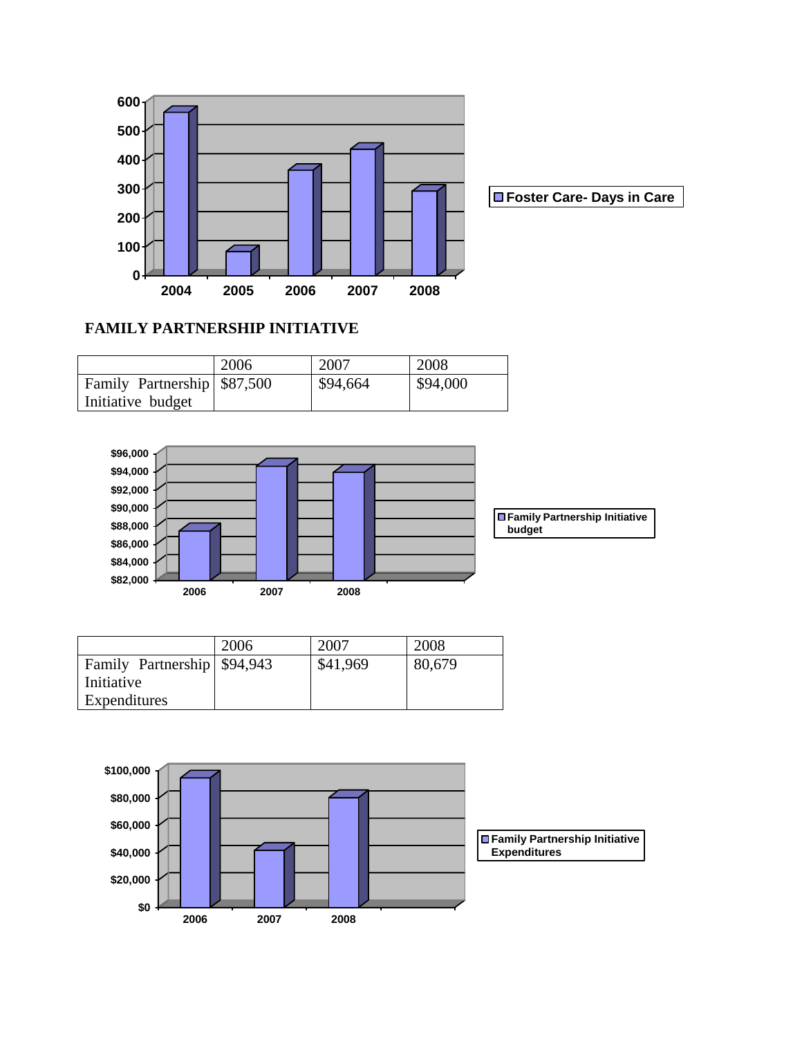## FAMILY PARTNERSHIP INITIATIVE

| | 2006 | 2007 | 2008 |
|---|---|---|---|
| Family Partnership Initiative budget | $87,500 | $94,664 | $94,000 |

| | 2006 | 2007 | 2008 |
|---|---|---|---|
| Family Partnership Initiative Expenditures | $94,943 | $41,969 | 80,679 |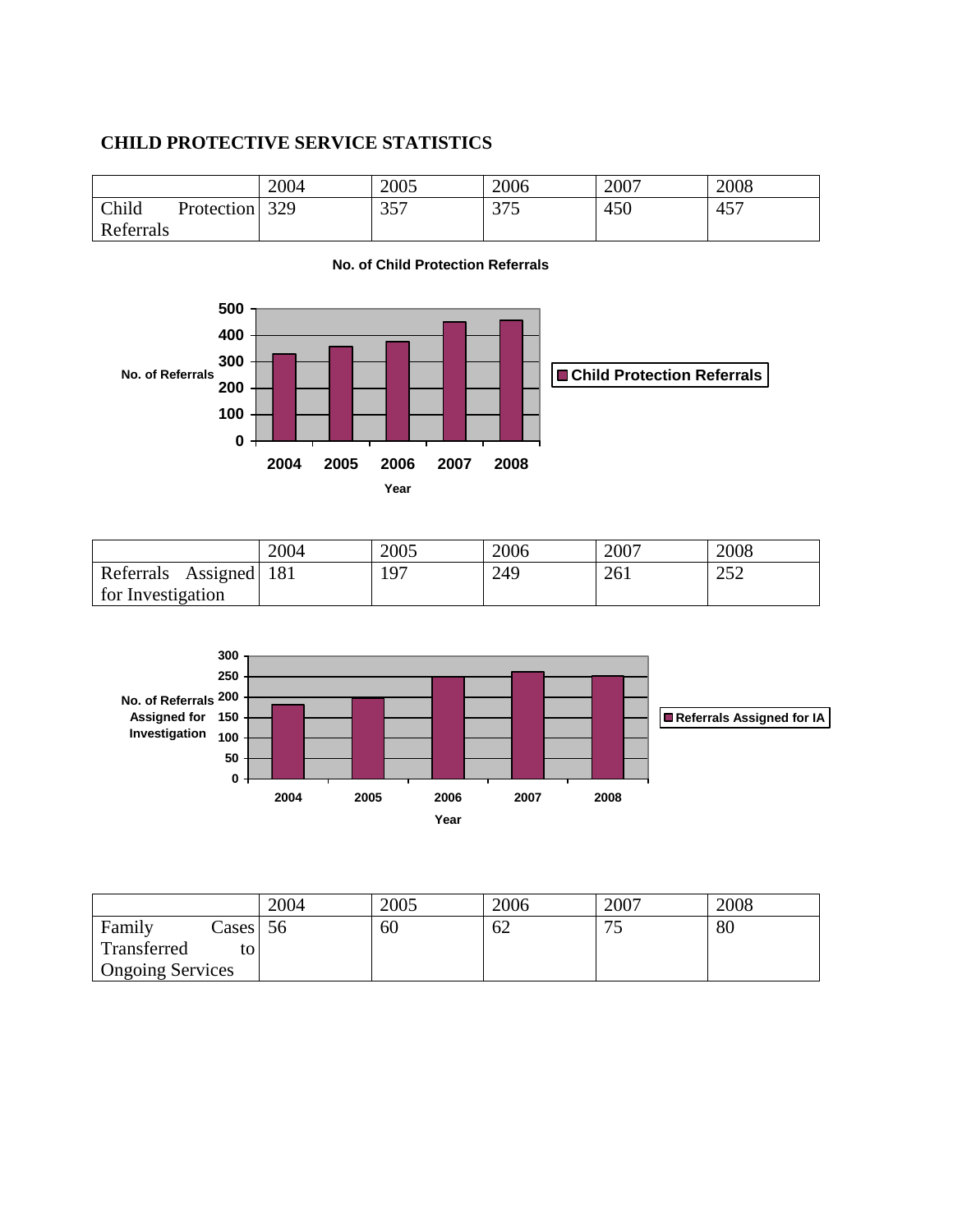**CHILD PROTECTIVE SERVICE STATISTICS**

| | 2004 | 2005 | 2006 | 2007 | 2008 |
|---|---|---|---|---|---|
| Child Protection Referrals | 329 | 357 | 375 | 450 | 457 |

**No. of Child Protection Referrals**

| | 2004 | 2005 | 2006 | 2007 | 2008 |
|---|---|---|---|---|---|
| Referrals Assigned for Investigation | 181 | 197 | 249 | 261 | 252 |

| | 2004 | 2005 | 2006 | 2007 | 2008 |
|---|---|---|---|---|---|
| Family Cases Transferred to Ongoing Services | 56 | 60 | 62 | 75 | 80 |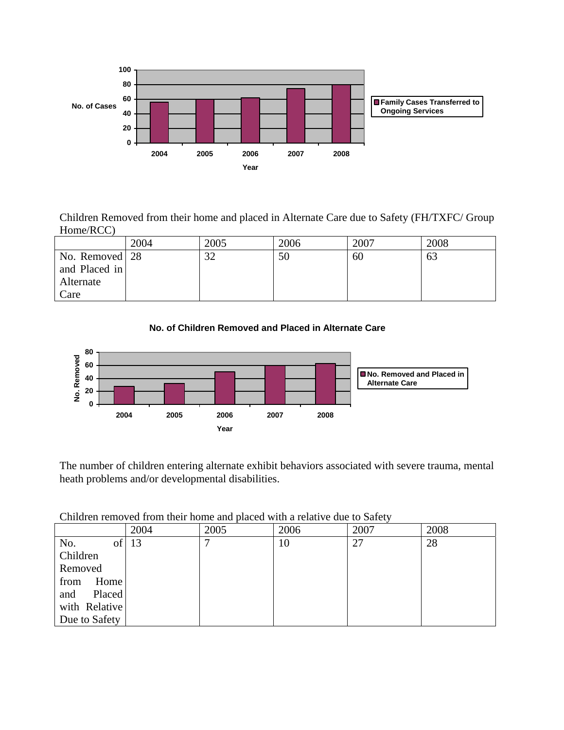Children Removed from their home and placed in Alternate Care due to Safety (FH/TXFC/ Group Home/RCC)

| | 2004 | 2005 | 2006 | 2007 | 2008 |
|---|---|---|---|---|---|
| No. Removed and Placed in Alternate Care | 28 | 32 | 50 | 60 | 63 |

The number of children entering alternate exhibit behaviors associated with severe trauma, mental heath problems and/or developmental disabilities.

Children removed from their home and placed with a relative due to Safety

| | 2004 | 2005 | 2006 | 2007 | 2008 |
|---|---|---|---|---|---|
| No. of Children Removed from Home and Placed with Relative Due to Safety | 13 | 7 | 10 | 27 | 28 |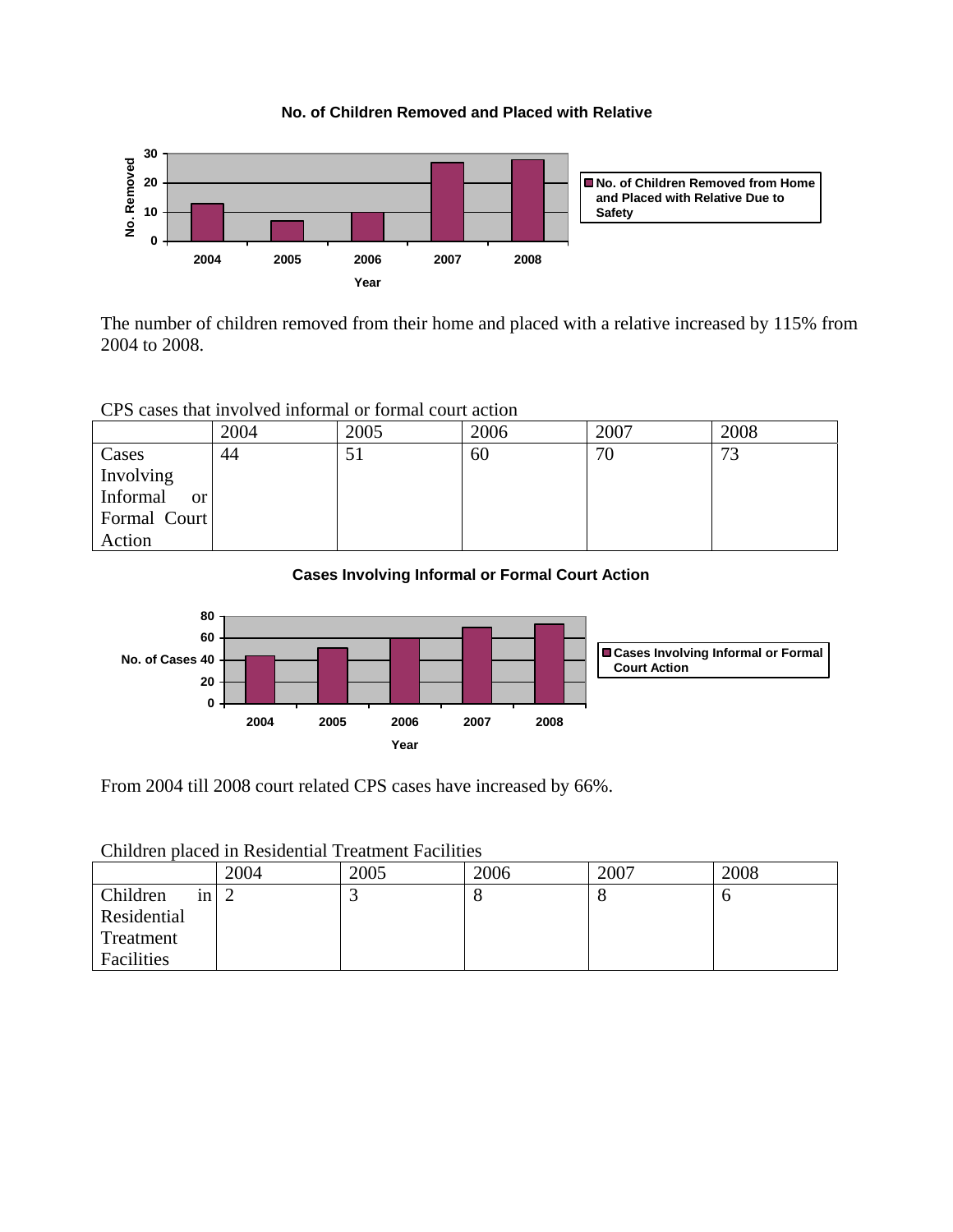**No. of Children Removed and Placed with Relative**

The number of children removed from their home and placed with a relative increased by 115% from 2004 to 2008.

CPS cases that involved informal or formal court action

| | 2004 | 2005 | 2006 | 2007 | 2008 |
|---|---|---|---|---|---|
| Cases Involving Informal or Formal Court Action | 44 | 51 | 60 | 70 | 73 |

**Cases Involving Informal or Formal Court Action**

From 2004 till 2008 court related CPS cases have increased by 66%.

Children placed in Residential Treatment Facilities

| | 2004 | 2005 | 2006 | 2007 | 2008 |
|---|---|---|---|---|---|
| Children in Residential Treatment Facilities | 2 | 3 | 8 | 8 | 6 |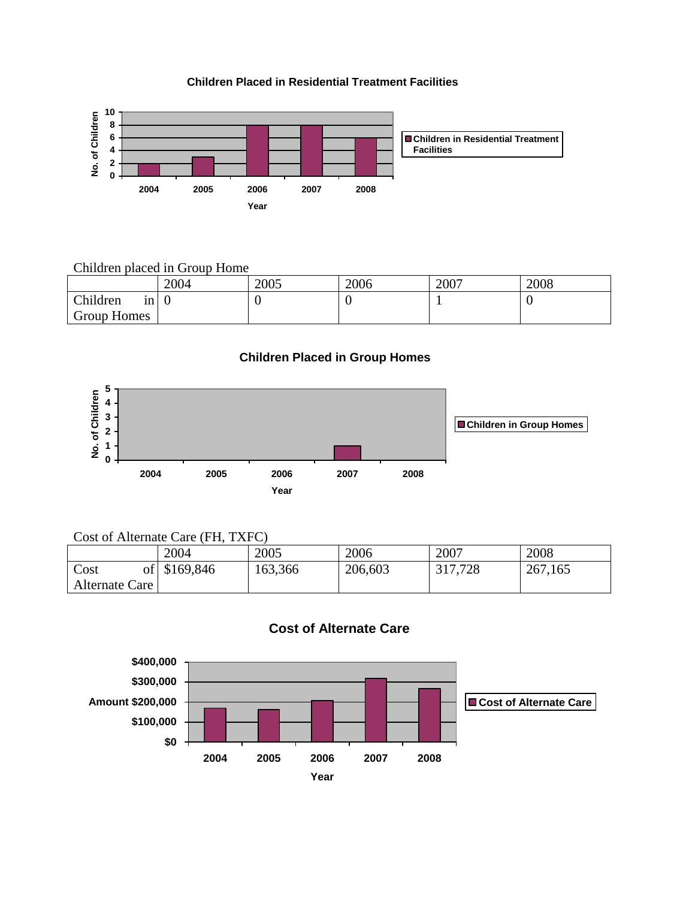**Children Placed in Residential Treatment Facilities**

Children placed in Group Home

| | 2004 | 2005 | 2006 | 2007 | 2008 |
|---|---|---|---|---|---|
| Children in Group Homes | 0 | 0 | 0 | 1 | 0 |

**Children Placed in Group Homes**

Cost of Alternate Care (FH, TXFC)

| | 2004 | 2005 | 2006 | 2007 | 2008 |
|---|---|---|---|---|---|
| Cost of Alternate Care | $169,846 | 163,366 | 206,603 | 317,728 | 267,165 |

**Cost of Alternate Care**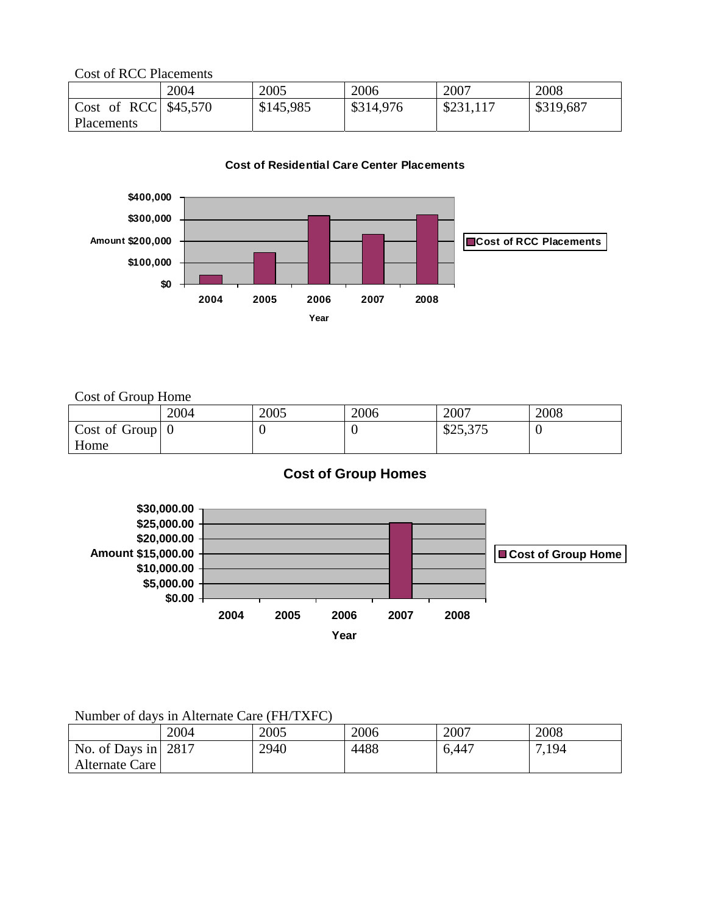Cost of RCC Placements

| | 2004 | 2005 | 2006 | 2007 | 2008 |
|---|---|---|---|---|---|
| Cost of RCC Placements | $45,570 | $145,985 | $314,976 | $231,117 | $319,687 |

Cost of Group Home

| | 2004 | 2005 | 2006 | 2007 | 2008 |
|---|---|---|---|---|---|
| Cost of Group Home | 0 | 0 | 0 | $25,375 | 0 |

Number of days in Alternate Care (FH/TXFC)

| | 2004 | 2005 | 2006 | 2007 | 2008 |
|---|---|---|---|---|---|
| No. of Days in Alternate Care | 2817 | 2940 | 4488 | 6,447 | 7,194 |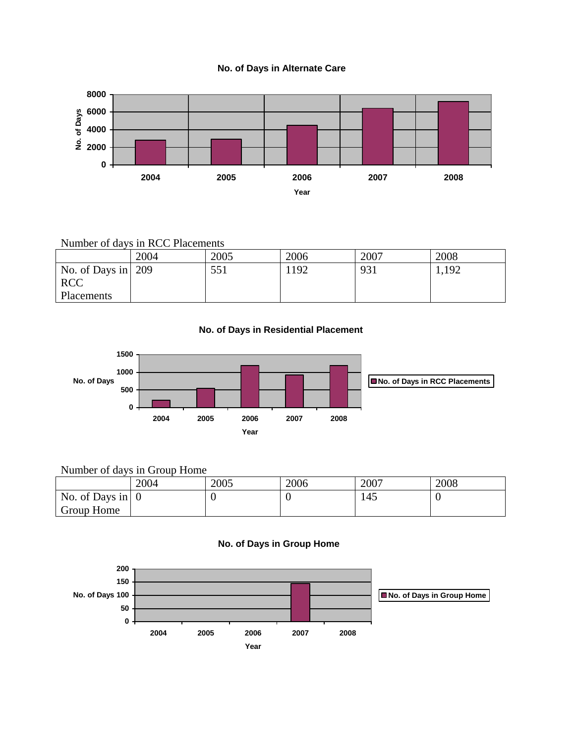**No. of Days in Alternate Care**

**Number of days in RCC Placements**

| | 2004 | 2005 | 2006 | 2007 | 2008 |
|---|---|---|---|---|---|
| No. of Days in RCC Placements | 209 | 551 | 1192 | 931 | 1,192 |

**No. of Days in Residential Placement**

**Number of days in Group Home**

| | 2004 | 2005 | 2006 | 2007 | 2008 |
|---|---|---|---|---|---|
| No. of Days in Group Home | 0 | 0 | 0 | 145 | 0 |

**No. of Days in Group Home**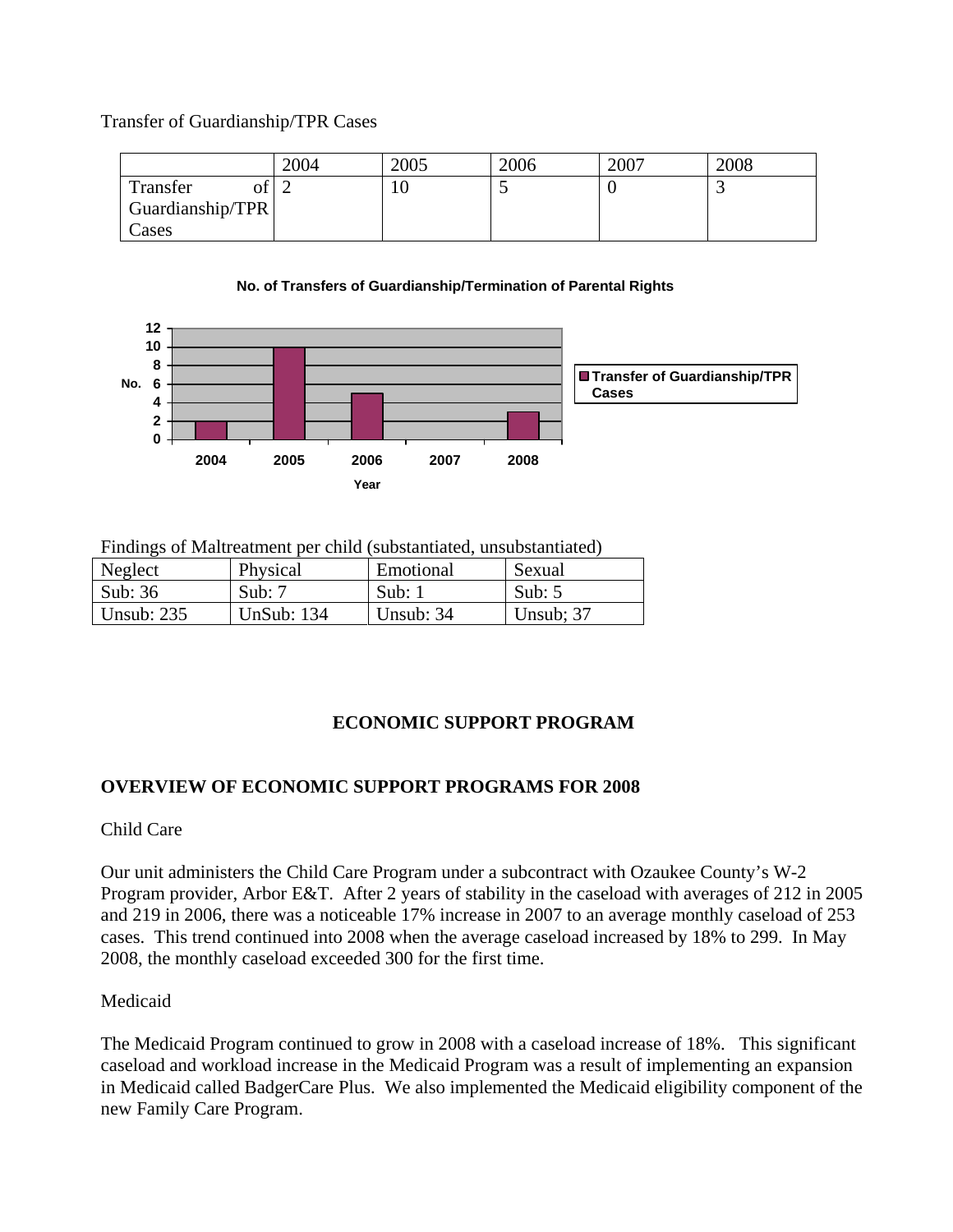Transfer of Guardianship/TPR Cases

| | 2004 | 2005 | 2006 | 2007 | 2008 |
|---|---|---|---|---|---|
| Transfer of Guardianship/TPR Cases | 2 | 10 | 5 | 0 | 3 |

**No. of Transfers of Guardianship/Termination of Parental Rights**

Findings of Maltreatment per child (substantiated, unsubstantiated)

| Neglect | Physical | Emotional | Sexual |
|---|---|---|---|
| Sub: 36 | Sub: 7 | Sub: 1 | Sub: 5 |
| Unsub: 235 | UnSub: 134 | Unsub: 34 | Unsub; 37 |

## ECONOMIC SUPPORT PROGRAM

### OVERVIEW OF ECONOMIC SUPPORT PROGRAMS FOR 2008

Child Care

Our unit administers the Child Care Program under a subcontract with Ozaukee County's W-2 Program provider, Arbor E&T. After 2 years of stability in the caseload with averages of 212 in 2005 and 219 in 2006, there was a noticeable 17% increase in 2007 to an average monthly caseload of 253 cases. This trend continued into 2008 when the average caseload increased by 18% to 299. In May 2008, the monthly caseload exceeded 300 for the first time.

Medicaid

The Medicaid Program continued to grow in 2008 with a caseload increase of 18%. This significant caseload and workload increase in the Medicaid Program was a result of implementing an expansion in Medicaid called BadgerCare Plus. We also implemented the Medicaid eligibility component of the new Family Care Program.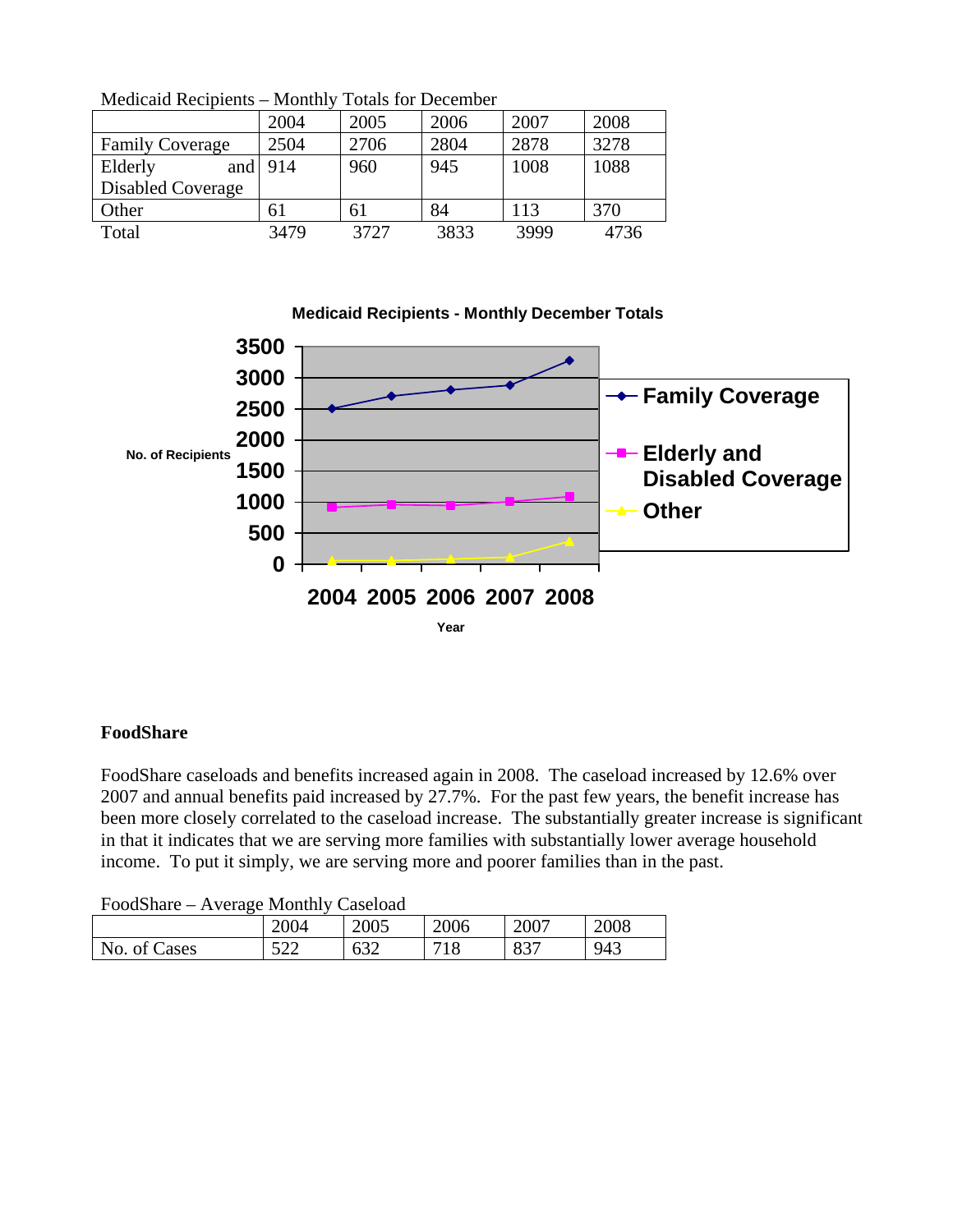Medicaid Recipients – Monthly Totals for December

| | 2004 | 2005 | 2006 | 2007 | 2008 |
|---|---|---|---|---|---|
| Family Coverage | 2504 | 2706 | 2804 | 2878 | 3278 |
| Elderly and Disabled Coverage | 914 | 960 | 945 | 1008 | 1088 |
| Other | 61 | 61 | 84 | 113 | 370 |
| Total | 3479 | 3727 | 3833 | 3999 | 4736 |

**Medicaid Recipients - Monthly December Totals**

| Year | Family Coverage | Elderly and Disabled Coverage | Other |
|---|---|---|---|
| 2004 | 2504 | 914 | 61 |
| 2005 | 2706 | 960 | 61 |
| 2006 | 2804 | 945 | 84 |
| 2007 | 2878 | 1008 | 113 |
| 2008 | 3278 | 1088 | 370 |

### FoodShare

FoodShare caseloads and benefits increased again in 2008. The caseload increased by 12.6% over 2007 and annual benefits paid increased by 27.7%. For the past few years, the benefit increase has been more closely correlated to the caseload increase. The substantially greater increase is significant in that it indicates that we are serving more families with substantially lower average household income. To put it simply, we are serving more and poorer families than in the past.

FoodShare – Average Monthly Caseload

| | 2004 | 2005 | 2006 | 2007 | 2008 |
|---|---|---|---|---|---|
| No. of Cases | 522 | 632 | 718 | 837 | 943 |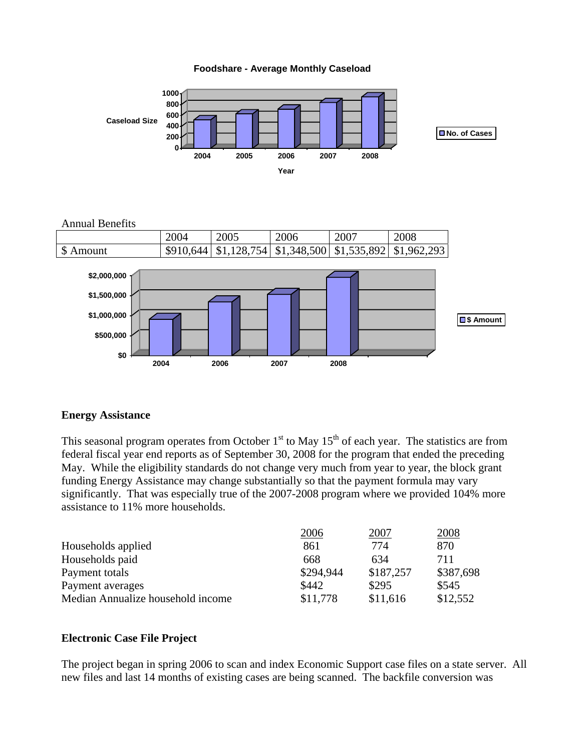**Foodshare - Average Monthly Caseload**

Annual Benefits

| | 2004 | 2005 | 2006 | 2007 | 2008 |
|---|---|---|---|---|---|
| $ Amount | $910,644 | $1,128,754 | $1,348,500 | $1,535,892 | $1,962,293 |

### Energy Assistance

This seasonal program operates from October 1st to May 15th of each year. The statistics are from federal fiscal year end reports as of September 30, 2008 for the program that ended the preceding May. While the eligibility standards do not change very much from year to year, the block grant funding Energy Assistance may change substantially so that the payment formula may vary significantly. That was especially true of the 2007-2008 program where we provided 104% more assistance to 11% more households.

| | 2006 | 2007 | 2008 |
|---|---|---|---|
| Households applied | 861 | 774 | 870 |
| Households paid | 668 | 634 | 711 |
| Payment totals | $294,944 | $187,257 | $387,698 |
| Payment averages | $442 | $295 | $545 |
| Median Annualize household income | $11,778 | $11,616 | $12,552 |

### Electronic Case File Project

The project began in spring 2006 to scan and index Economic Support case files on a state server. All new files and last 14 months of existing cases are being scanned. The backfile conversion was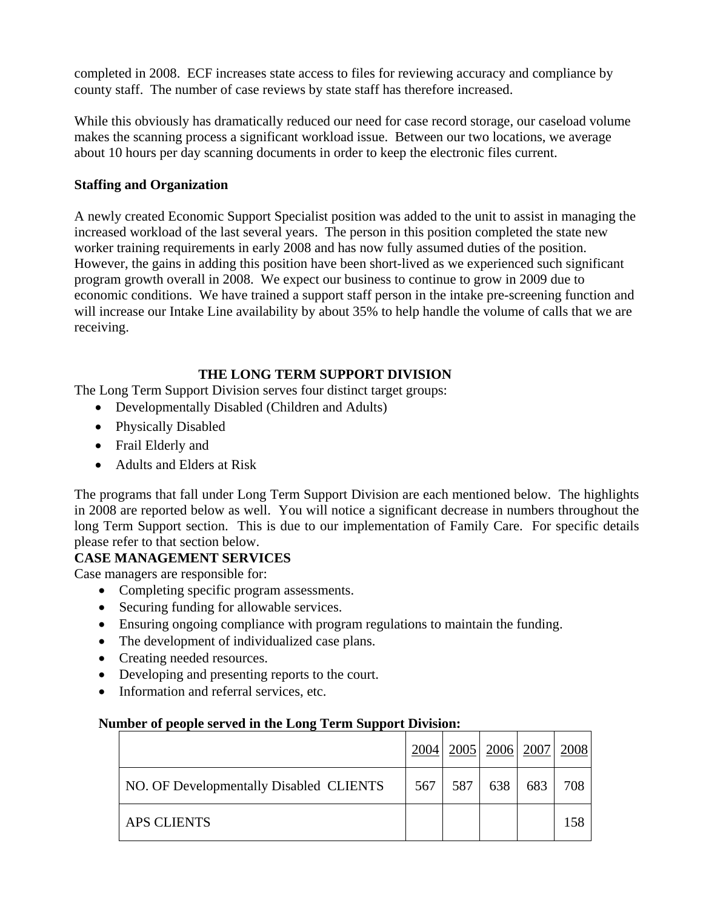completed in 2008. ECF increases state access to files for reviewing accuracy and compliance by county staff. The number of case reviews by state staff has therefore increased.

While this obviously has dramatically reduced our need for case record storage, our caseload volume makes the scanning process a significant workload issue. Between our two locations, we average about 10 hours per day scanning documents in order to keep the electronic files current.

**Staffing and Organization**

A newly created Economic Support Specialist position was added to the unit to assist in managing the increased workload of the last several years. The person in this position completed the state new worker training requirements in early 2008 and has now fully assumed duties of the position. However, the gains in adding this position have been short-lived as we experienced such significant program growth overall in 2008. We expect our business to continue to grow in 2009 due to economic conditions. We have trained a support staff person in the intake pre-screening function and will increase our Intake Line availability by about 35% to help handle the volume of calls that we are receiving.

## THE LONG TERM SUPPORT DIVISION

The Long Term Support Division serves four distinct target groups:

- Developmentally Disabled (Children and Adults)
- Physically Disabled
- Frail Elderly and
- Adults and Elders at Risk

The programs that fall under Long Term Support Division are each mentioned below. The highlights in 2008 are reported below as well. You will notice a significant decrease in numbers throughout the long Term Support section. This is due to our implementation of Family Care. For specific details please refer to that section below.

**CASE MANAGEMENT SERVICES**

Case managers are responsible for:

- Completing specific program assessments.
- Securing funding for allowable services.
- Ensuring ongoing compliance with program regulations to maintain the funding.
- The development of individualized case plans.
- Creating needed resources.
- Developing and presenting reports to the court.
- Information and referral services, etc.

**Number of people served in the Long Term Support Division:**

| | 2004 | 2005 | 2006 | 2007 | 2008 |
|---|---|---|---|---|---|
| NO. OF Developmentally Disabled CLIENTS | 567 | 587 | 638 | 683 | 708 |
| APS CLIENTS | | | | | 158 |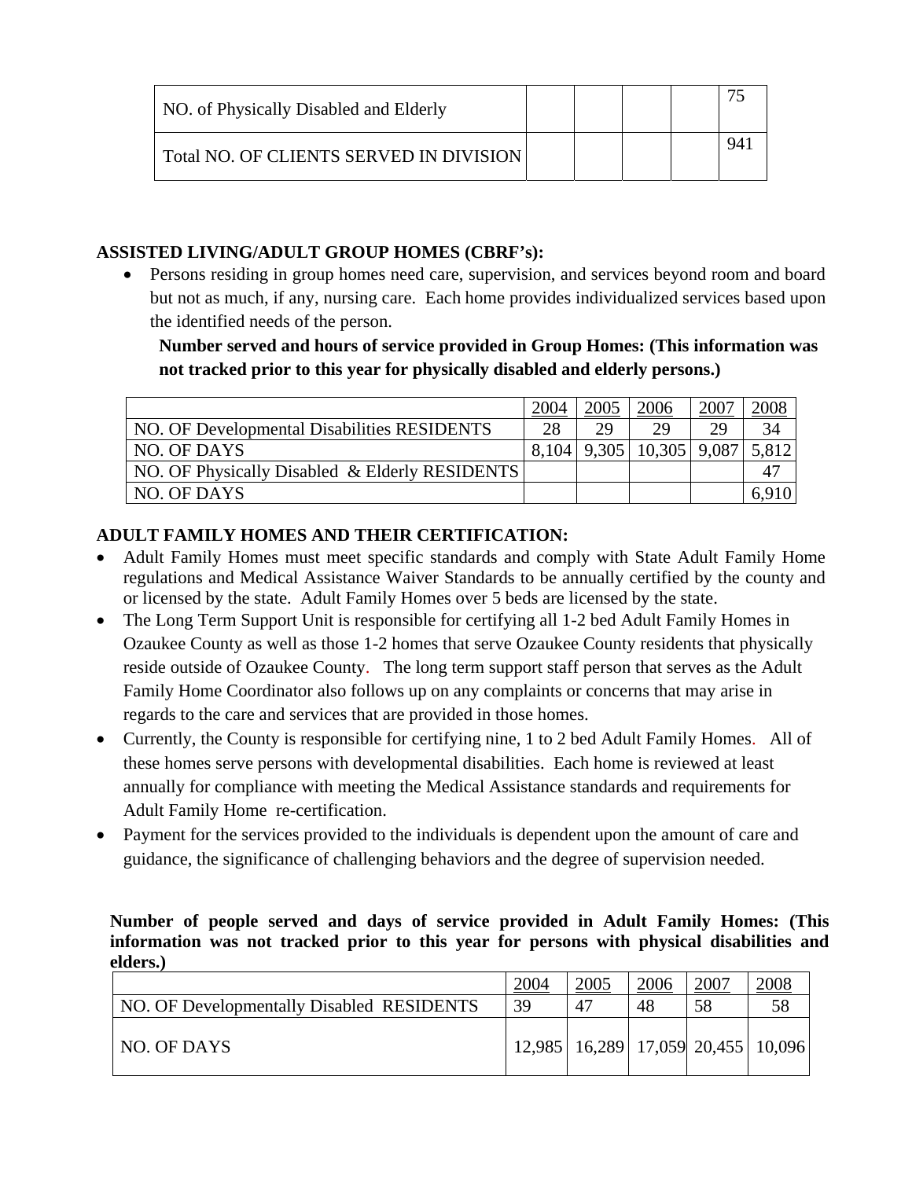| NO. of Physically Disabled and Elderly | | | | | 75 |
|---|---|---|---|---|---|
| Total NO. OF CLIENTS SERVED IN DIVISION | | | | | 941 |

**ASSISTED LIVING/ADULT GROUP HOMES (CBRF's):**

- Persons residing in group homes need care, supervision, and services beyond room and board but not as much, if any, nursing care. Each home provides individualized services based upon the identified needs of the person.

**Number served and hours of service provided in Group Homes: (This information was not tracked prior to this year for physically disabled and elderly persons.)**

| | 2004 | 2005 | 2006 | 2007 | 2008 |
|---|---|---|---|---|---|
| NO. OF Developmental Disabilities RESIDENTS | 28 | 29 | 29 | 29 | 34 |
| NO. OF DAYS | 8,104 | 9,305 | 10,305 | 9,087 | 5,812 |
| NO. OF Physically Disabled & Elderly RESIDENTS | | | | | 47 |
| NO. OF DAYS | | | | | 6,910 |

**ADULT FAMILY HOMES AND THEIR CERTIFICATION:**

- Adult Family Homes must meet specific standards and comply with State Adult Family Home regulations and Medical Assistance Waiver Standards to be annually certified by the county and or licensed by the state. Adult Family Homes over 5 beds are licensed by the state.
- The Long Term Support Unit is responsible for certifying all 1-2 bed Adult Family Homes in Ozaukee County as well as those 1-2 homes that serve Ozaukee County residents that physically reside outside of Ozaukee County. The long term support staff person that serves as the Adult Family Home Coordinator also follows up on any complaints or concerns that may arise in regards to the care and services that are provided in those homes.
- Currently, the County is responsible for certifying nine, 1 to 2 bed Adult Family Homes. All of these homes serve persons with developmental disabilities. Each home is reviewed at least annually for compliance with meeting the Medical Assistance standards and requirements for Adult Family Home re-certification.
- Payment for the services provided to the individuals is dependent upon the amount of care and guidance, the significance of challenging behaviors and the degree of supervision needed.

**Number of people served and days of service provided in Adult Family Homes: (This information was not tracked prior to this year for persons with physical disabilities and elders.)**

| | 2004 | 2005 | 2006 | 2007 | 2008 |
|---|---|---|---|---|---|
| NO. OF Developmentally Disabled RESIDENTS | 39 | 47 | 48 | 58 | 58 |
| NO. OF DAYS | 12,985 | 16,289 | 17,059 | 20,455 | 10,096 |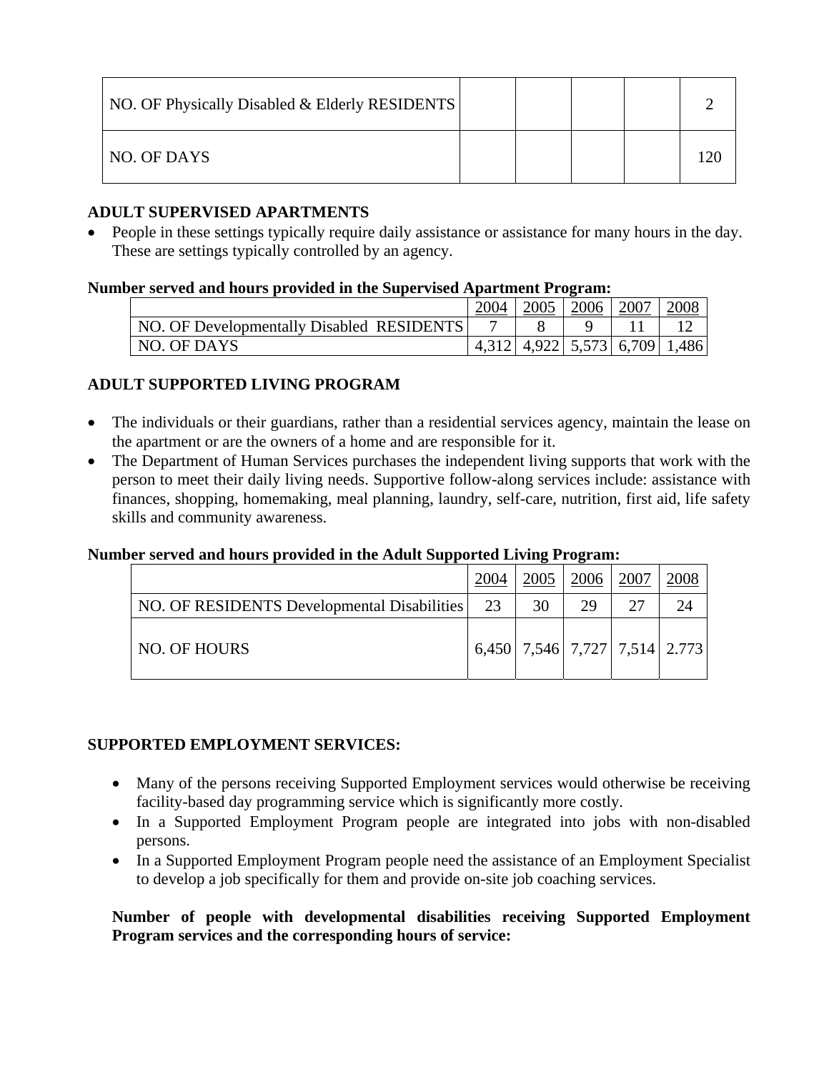| NO. OF Physically Disabled & Elderly RESIDENTS | | | | | 2 |
|---|---|---|---|---|---|
| NO. OF DAYS | | | | | 120 |

**ADULT SUPERVISED APARTMENTS**

- People in these settings typically require daily assistance or assistance for many hours in the day. These are settings typically controlled by an agency.

**Number served and hours provided in the Supervised Apartment Program:**

| | 2004 | 2005 | 2006 | 2007 | 2008 |
|---|---|---|---|---|---|
| NO. OF Developmentally Disabled RESIDENTS | 7 | 8 | 9 | 11 | 12 |
| NO. OF DAYS | 4,312 | 4,922 | 5,573 | 6,709 | 1,486 |

**ADULT SUPPORTED LIVING PROGRAM**

- The individuals or their guardians, rather than a residential services agency, maintain the lease on the apartment or are the owners of a home and are responsible for it.
- The Department of Human Services purchases the independent living supports that work with the person to meet their daily living needs. Supportive follow-along services include: assistance with finances, shopping, homemaking, meal planning, laundry, self-care, nutrition, first aid, life safety skills and community awareness.

**Number served and hours provided in the Adult Supported Living Program:**

| | 2004 | 2005 | 2006 | 2007 | 2008 |
|---|---|---|---|---|---|
| NO. OF RESIDENTS Developmental Disabilities | 23 | 30 | 29 | 27 | 24 |
| NO. OF HOURS | 6,450 | 7,546 | 7,727 | 7,514 | 2.773 |

**SUPPORTED EMPLOYMENT SERVICES:**

- Many of the persons receiving Supported Employment services would otherwise be receiving facility-based day programming service which is significantly more costly.
- In a Supported Employment Program people are integrated into jobs with non-disabled persons.
- In a Supported Employment Program people need the assistance of an Employment Specialist to develop a job specifically for them and provide on-site job coaching services.

**Number of people with developmental disabilities receiving Supported Employment Program services and the corresponding hours of service:**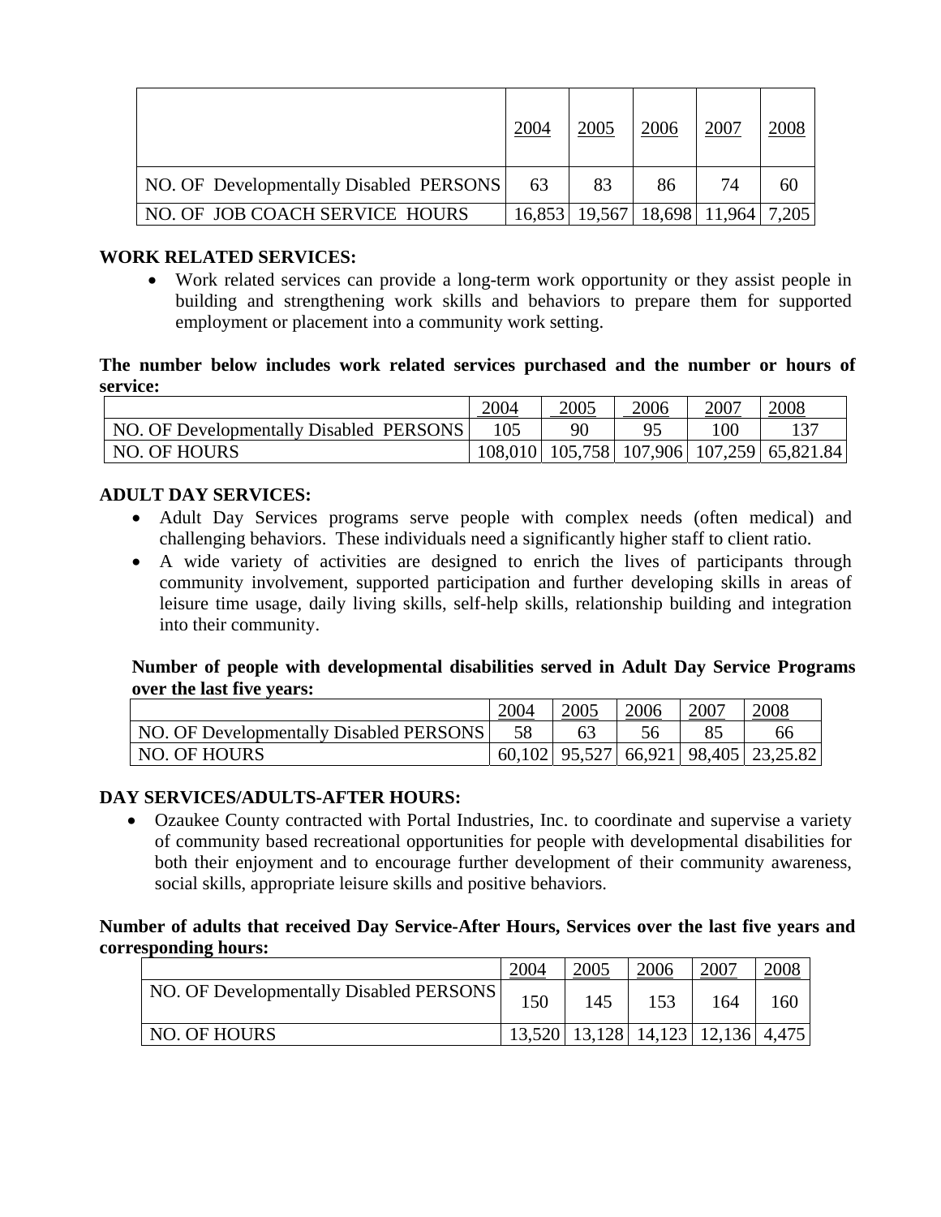| | 2004 | 2005 | 2006 | 2007 | 2008 |
|---|---|---|---|---|---|
| NO. OF Developmentally Disabled PERSONS | 63 | 83 | 86 | 74 | 60 |
| NO. OF JOB COACH SERVICE HOURS | 16,853 | 19,567 | 18,698 | 11,964 | 7,205 |

**WORK RELATED SERVICES:**

- Work related services can provide a long-term work opportunity or they assist people in building and strengthening work skills and behaviors to prepare them for supported employment or placement into a community work setting.

**The number below includes work related services purchased and the number or hours of service:**

| | 2004 | 2005 | 2006 | 2007 | 2008 |
|---|---|---|---|---|---|
| NO. OF Developmentally Disabled PERSONS | 105 | 90 | 95 | 100 | 137 |
| NO. OF HOURS | 108,010 | 105,758 | 107,906 | 107,259 | 65,821.84 |

**ADULT DAY SERVICES:**

- Adult Day Services programs serve people with complex needs (often medical) and challenging behaviors. These individuals need a significantly higher staff to client ratio.
- A wide variety of activities are designed to enrich the lives of participants through community involvement, supported participation and further developing skills in areas of leisure time usage, daily living skills, self-help skills, relationship building and integration into their community.

**Number of people with developmental disabilities served in Adult Day Service Programs over the last five years:**

| | 2004 | 2005 | 2006 | 2007 | 2008 |
|---|---|---|---|---|---|
| NO. OF Developmentally Disabled PERSONS | 58 | 63 | 56 | 85 | 66 |
| NO. OF HOURS | 60,102 | 95,527 | 66,921 | 98,405 | 23,25.82 |

**DAY SERVICES/ADULTS-AFTER HOURS:**

- Ozaukee County contracted with Portal Industries, Inc. to coordinate and supervise a variety of community based recreational opportunities for people with developmental disabilities for both their enjoyment and to encourage further development of their community awareness, social skills, appropriate leisure skills and positive behaviors.

**Number of adults that received Day Service-After Hours, Services over the last five years and corresponding hours:**

| | 2004 | 2005 | 2006 | 2007 | 2008 |
|---|---|---|---|---|---|
| NO. OF Developmentally Disabled PERSONS | 150 | 145 | 153 | 164 | 160 |
| NO. OF HOURS | 13,520 | 13,128 | 14,123 | 12,136 | 4,475 |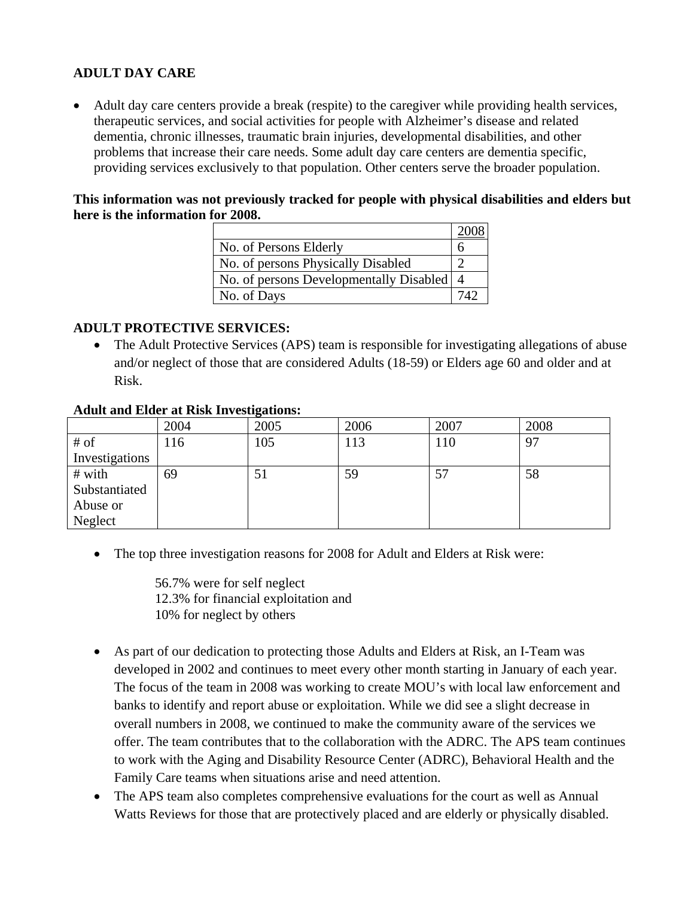**ADULT DAY CARE**

- Adult day care centers provide a break (respite) to the caregiver while providing health services, therapeutic services, and social activities for people with Alzheimer's disease and related dementia, chronic illnesses, traumatic brain injuries, developmental disabilities, and other problems that increase their care needs. Some adult day care centers are dementia specific, providing services exclusively to that population. Other centers serve the broader population.

**This information was not previously tracked for people with physical disabilities and elders but here is the information for 2008.**

| | 2008 |
|---|---|
| No. of Persons Elderly | 6 |
| No. of persons Physically Disabled | 2 |
| No. of persons Developmentally Disabled | 4 |
| No. of Days | 742 |

**ADULT PROTECTIVE SERVICES:**

- The Adult Protective Services (APS) team is responsible for investigating allegations of abuse and/or neglect of those that are considered Adults (18-59) or Elders age 60 and older and at Risk.

**Adult and Elder at Risk Investigations:**

| | 2004 | 2005 | 2006 | 2007 | 2008 |
|---|---|---|---|---|---|
| # of Investigations | 116 | 105 | 113 | 110 | 97 |
| # with Substantiated Abuse or Neglect | 69 | 51 | 59 | 57 | 58 |

- The top three investigation reasons for 2008 for Adult and Elders at Risk were:

  56.7% were for self neglect
  12.3% for financial exploitation and
  10% for neglect by others

- As part of our dedication to protecting those Adults and Elders at Risk, an I-Team was developed in 2002 and continues to meet every other month starting in January of each year. The focus of the team in 2008 was working to create MOU's with local law enforcement and banks to identify and report abuse or exploitation. While we did see a slight decrease in overall numbers in 2008, we continued to make the community aware of the services we offer. The team contributes that to the collaboration with the ADRC. The APS team continues to work with the Aging and Disability Resource Center (ADRC), Behavioral Health and the Family Care teams when situations arise and need attention.
- The APS team also completes comprehensive evaluations for the court as well as Annual Watts Reviews for those that are protectively placed and are elderly or physically disabled.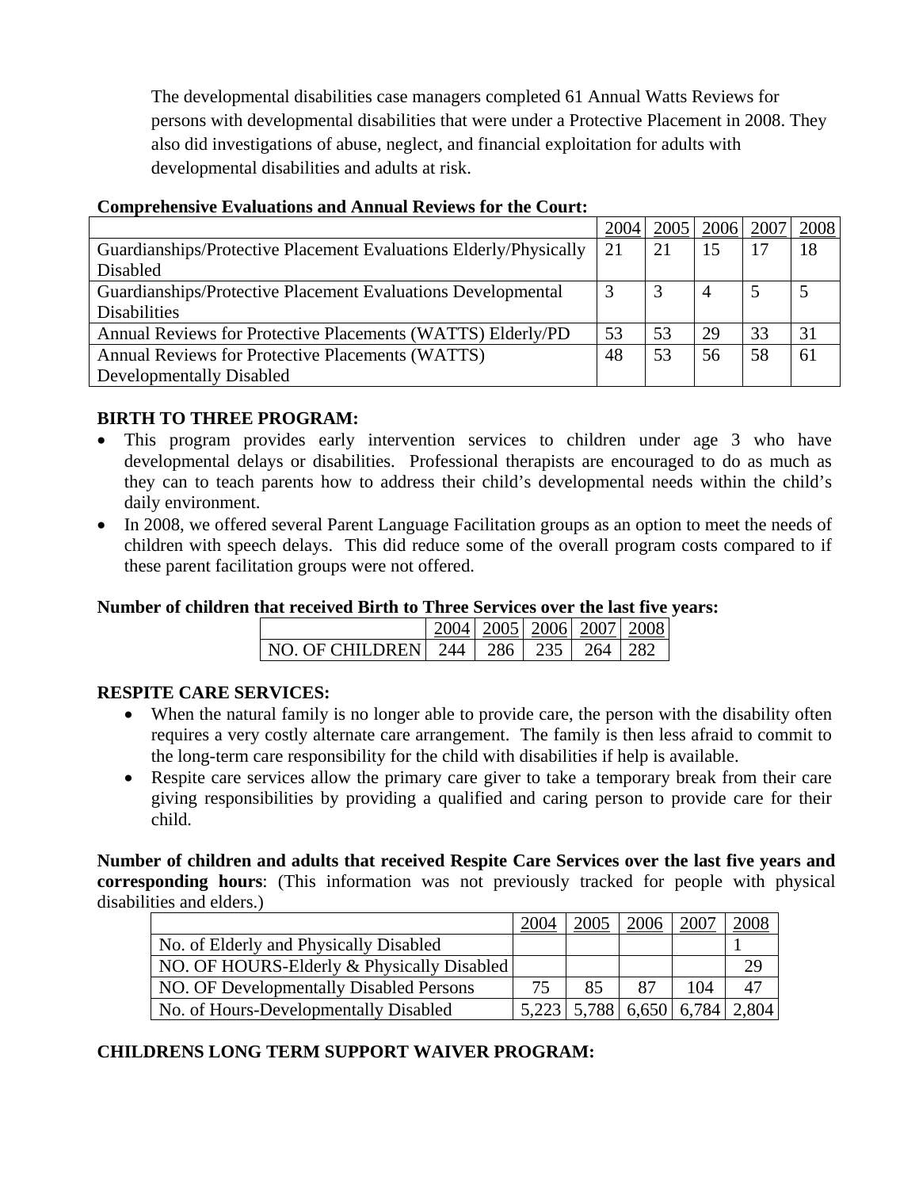The developmental disabilities case managers completed 61 Annual Watts Reviews for persons with developmental disabilities that were under a Protective Placement in 2008. They also did investigations of abuse, neglect, and financial exploitation for adults with developmental disabilities and adults at risk.

**Comprehensive Evaluations and Annual Reviews for the Court:**

| | 2004 | 2005 | 2006 | 2007 | 2008 |
|---|---|---|---|---|---|
| Guardianships/Protective Placement Evaluations Elderly/Physically Disabled | 21 | 21 | 15 | 17 | 18 |
| Guardianships/Protective Placement Evaluations Developmental Disabilities | 3 | 3 | 4 | 5 | 5 |
| Annual Reviews for Protective Placements (WATTS) Elderly/PD | 53 | 53 | 29 | 33 | 31 |
| Annual Reviews for Protective Placements (WATTS) Developmentally Disabled | 48 | 53 | 56 | 58 | 61 |

**BIRTH TO THREE PROGRAM:**

- This program provides early intervention services to children under age 3 who have developmental delays or disabilities. Professional therapists are encouraged to do as much as they can to teach parents how to address their child's developmental needs within the child's daily environment.
- In 2008, we offered several Parent Language Facilitation groups as an option to meet the needs of children with speech delays. This did reduce some of the overall program costs compared to if these parent facilitation groups were not offered.

**Number of children that received Birth to Three Services over the last five years:**

| | 2004 | 2005 | 2006 | 2007 | 2008 |
|---|---|---|---|---|---|
| NO. OF CHILDREN | 244 | 286 | 235 | 264 | 282 |

**RESPITE CARE SERVICES:**

- When the natural family is no longer able to provide care, the person with the disability often requires a very costly alternate care arrangement. The family is then less afraid to commit to the long-term care responsibility for the child with disabilities if help is available.
- Respite care services allow the primary care giver to take a temporary break from their care giving responsibilities by providing a qualified and caring person to provide care for their child.

**Number of children and adults that received Respite Care Services over the last five years and corresponding hours**: (This information was not previously tracked for people with physical disabilities and elders.)

| | 2004 | 2005 | 2006 | 2007 | 2008 |
|---|---|---|---|---|---|
| No. of Elderly and Physically Disabled | | | | | 1 |
| NO. OF HOURS-Elderly & Physically Disabled | | | | | 29 |
| NO. OF Developmentally Disabled Persons | 75 | 85 | 87 | 104 | 47 |
| No. of Hours-Developmentally Disabled | 5,223 | 5,788 | 6,650 | 6,784 | 2,804 |

**CHILDRENS LONG TERM SUPPORT WAIVER PROGRAM:**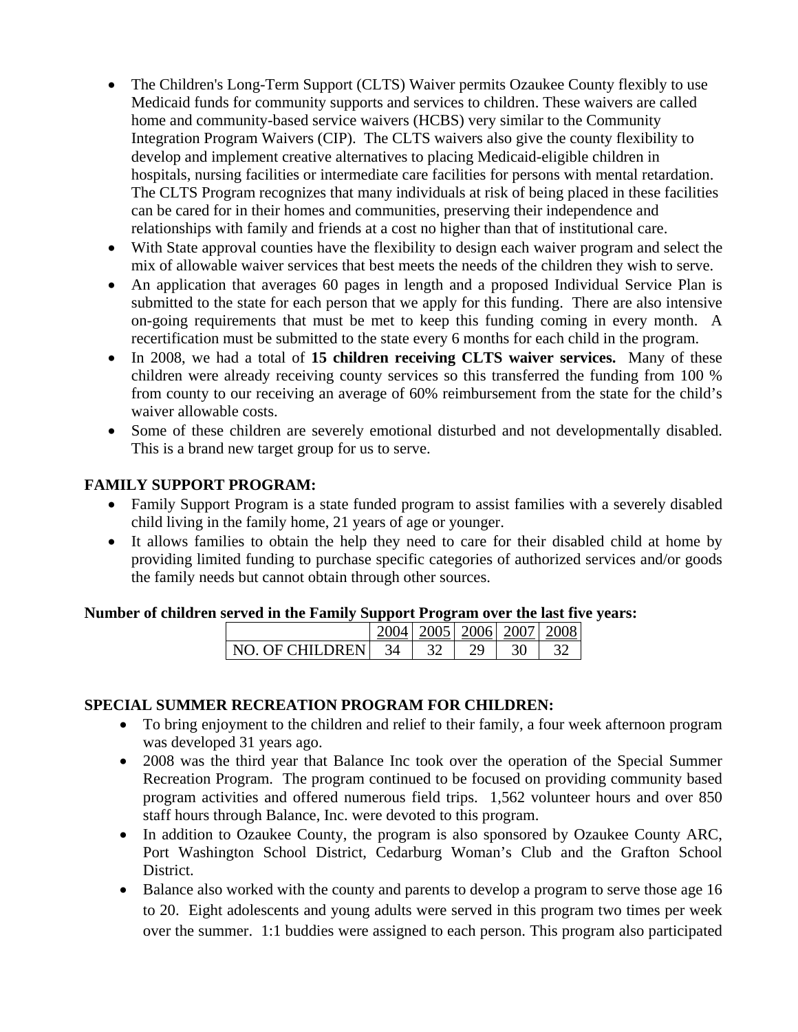- The Children's Long-Term Support (CLTS) Waiver permits Ozaukee County flexibly to use Medicaid funds for community supports and services to children. These waivers are called home and community-based service waivers (HCBS) very similar to the Community Integration Program Waivers (CIP). The CLTS waivers also give the county flexibility to develop and implement creative alternatives to placing Medicaid-eligible children in hospitals, nursing facilities or intermediate care facilities for persons with mental retardation. The CLTS Program recognizes that many individuals at risk of being placed in these facilities can be cared for in their homes and communities, preserving their independence and relationships with family and friends at a cost no higher than that of institutional care.
- With State approval counties have the flexibility to design each waiver program and select the mix of allowable waiver services that best meets the needs of the children they wish to serve.
- An application that averages 60 pages in length and a proposed Individual Service Plan is submitted to the state for each person that we apply for this funding. There are also intensive on-going requirements that must be met to keep this funding coming in every month. A recertification must be submitted to the state every 6 months for each child in the program.
- In 2008, we had a total of **15 children receiving CLTS waiver services.** Many of these children were already receiving county services so this transferred the funding from 100 % from county to our receiving an average of 60% reimbursement from the state for the child's waiver allowable costs.
- Some of these children are severely emotional disturbed and not developmentally disabled. This is a brand new target group for us to serve.

**FAMILY SUPPORT PROGRAM:**

- Family Support Program is a state funded program to assist families with a severely disabled child living in the family home, 21 years of age or younger.
- It allows families to obtain the help they need to care for their disabled child at home by providing limited funding to purchase specific categories of authorized services and/or goods the family needs but cannot obtain through other sources.

**Number of children served in the Family Support Program over the last five years:**

| | 2004 | 2005 | 2006 | 2007 | 2008 |
|---|---|---|---|---|---|
| NO. OF CHILDREN | 34 | 32 | 29 | 30 | 32 |

**SPECIAL SUMMER RECREATION PROGRAM FOR CHILDREN:**

- To bring enjoyment to the children and relief to their family, a four week afternoon program was developed 31 years ago.
- 2008 was the third year that Balance Inc took over the operation of the Special Summer Recreation Program. The program continued to be focused on providing community based program activities and offered numerous field trips. 1,562 volunteer hours and over 850 staff hours through Balance, Inc. were devoted to this program.
- In addition to Ozaukee County, the program is also sponsored by Ozaukee County ARC, Port Washington School District, Cedarburg Woman's Club and the Grafton School District.
- Balance also worked with the county and parents to develop a program to serve those age 16 to 20. Eight adolescents and young adults were served in this program two times per week over the summer. 1:1 buddies were assigned to each person. This program also participated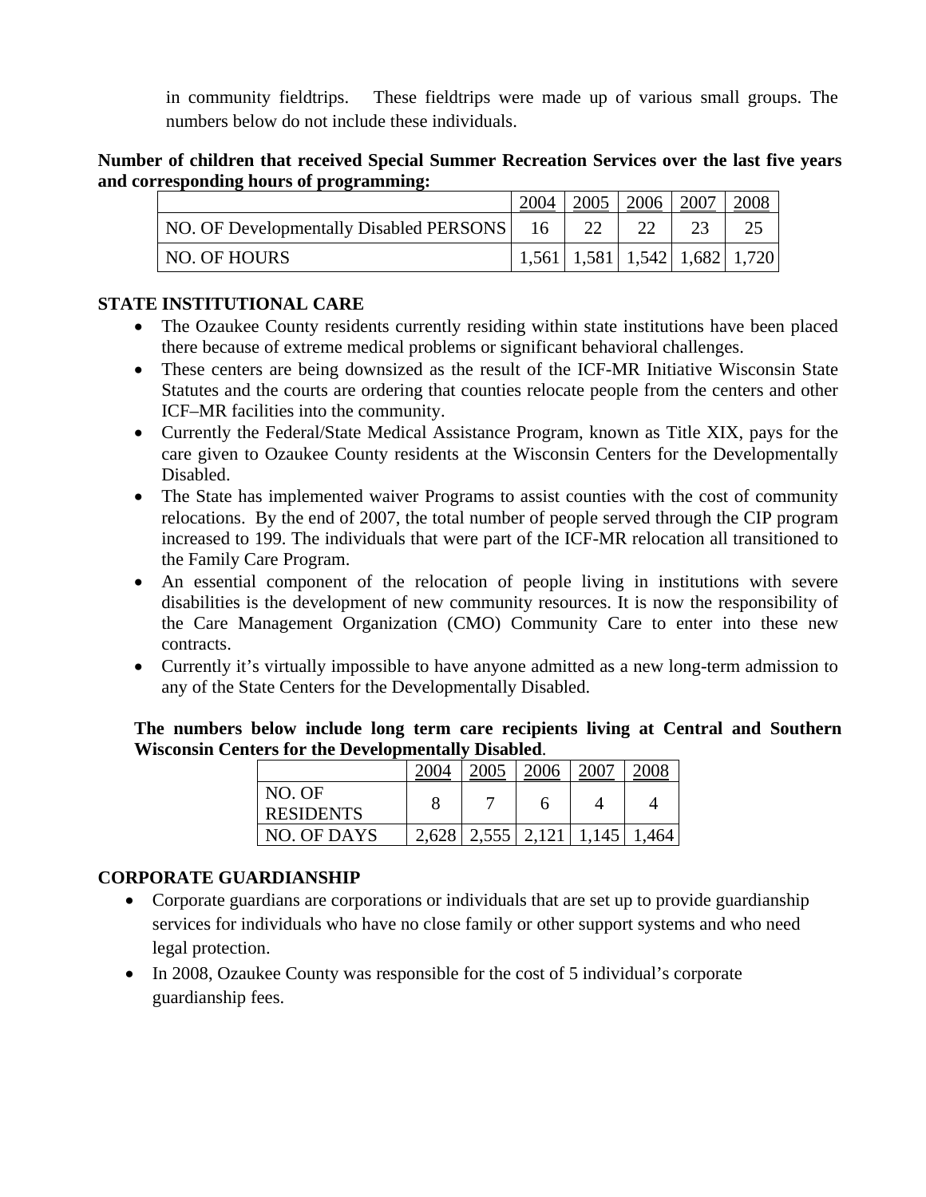in community fieldtrips. These fieldtrips were made up of various small groups. The numbers below do not include these individuals.

**Number of children that received Special Summer Recreation Services over the last five years and corresponding hours of programming:**

| | 2004 | 2005 | 2006 | 2007 | 2008 |
|---|---|---|---|---|---|
| NO. OF Developmentally Disabled PERSONS | 16 | 22 | 22 | 23 | 25 |
| NO. OF HOURS | 1,561 | 1,581 | 1,542 | 1,682 | 1,720 |

**STATE INSTITUTIONAL CARE**

- The Ozaukee County residents currently residing within state institutions have been placed there because of extreme medical problems or significant behavioral challenges.
- These centers are being downsized as the result of the ICF-MR Initiative Wisconsin State Statutes and the courts are ordering that counties relocate people from the centers and other ICF–MR facilities into the community.
- Currently the Federal/State Medical Assistance Program, known as Title XIX, pays for the care given to Ozaukee County residents at the Wisconsin Centers for the Developmentally Disabled.
- The State has implemented waiver Programs to assist counties with the cost of community relocations. By the end of 2007, the total number of people served through the CIP program increased to 199. The individuals that were part of the ICF-MR relocation all transitioned to the Family Care Program.
- An essential component of the relocation of people living in institutions with severe disabilities is the development of new community resources. It is now the responsibility of the Care Management Organization (CMO) Community Care to enter into these new contracts.
- Currently it's virtually impossible to have anyone admitted as a new long-term admission to any of the State Centers for the Developmentally Disabled.

**The numbers below include long term care recipients living at Central and Southern Wisconsin Centers for the Developmentally Disabled**.

| | 2004 | 2005 | 2006 | 2007 | 2008 |
|---|---|---|---|---|---|
| NO. OF RESIDENTS | 8 | 7 | 6 | 4 | 4 |
| NO. OF DAYS | 2,628 | 2,555 | 2,121 | 1,145 | 1,464 |

**CORPORATE GUARDIANSHIP**

- Corporate guardians are corporations or individuals that are set up to provide guardianship services for individuals who have no close family or other support systems and who need legal protection.
- In 2008, Ozaukee County was responsible for the cost of 5 individual's corporate guardianship fees.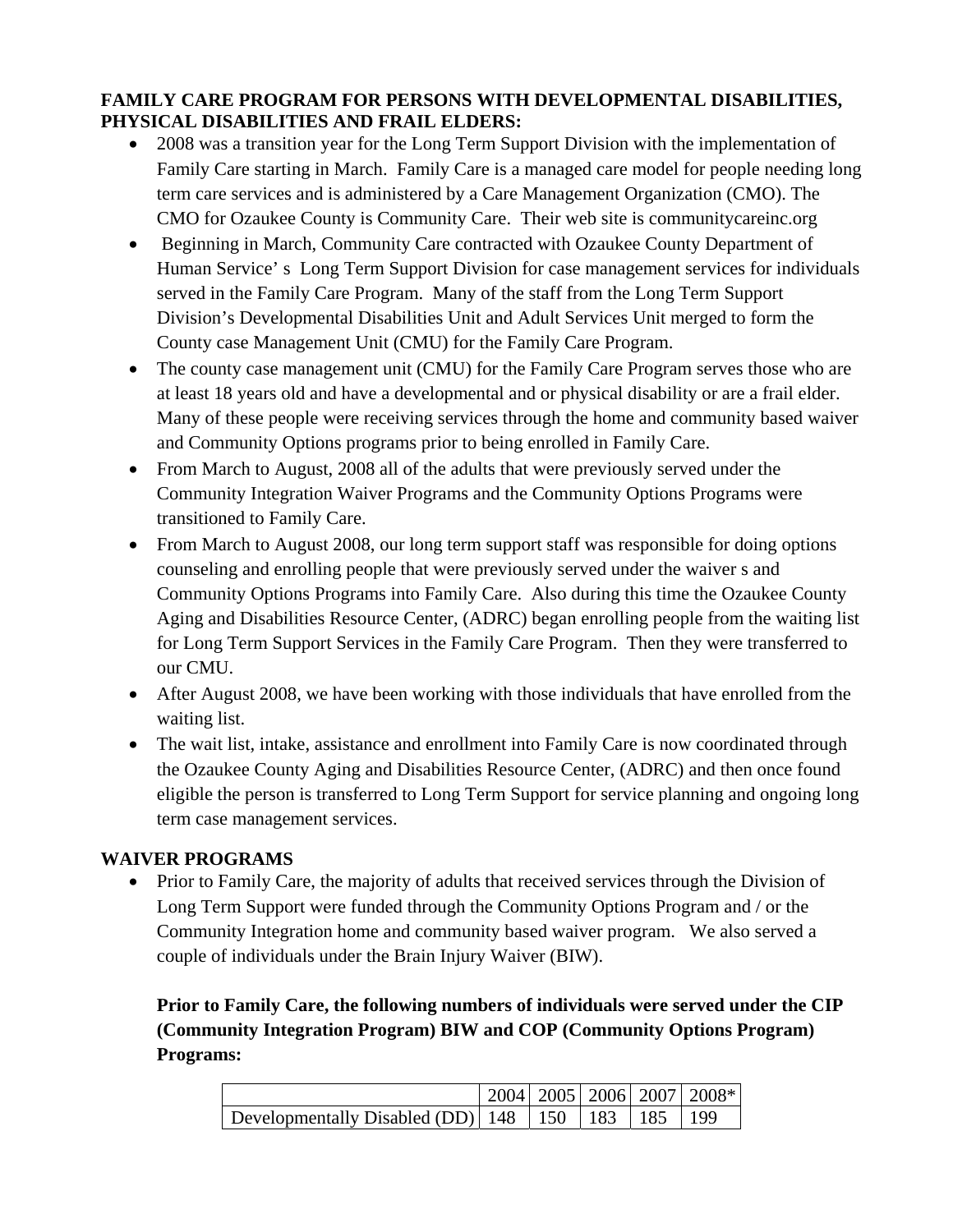**FAMILY CARE PROGRAM FOR PERSONS WITH DEVELOPMENTAL DISABILITIES, PHYSICAL DISABILITIES AND FRAIL ELDERS:**

- 2008 was a transition year for the Long Term Support Division with the implementation of Family Care starting in March. Family Care is a managed care model for people needing long term care services and is administered by a Care Management Organization (CMO). The CMO for Ozaukee County is Community Care. Their web site is communitycareinc.org
- Beginning in March, Community Care contracted with Ozaukee County Department of Human Service' s Long Term Support Division for case management services for individuals served in the Family Care Program. Many of the staff from the Long Term Support Division's Developmental Disabilities Unit and Adult Services Unit merged to form the County case Management Unit (CMU) for the Family Care Program.
- The county case management unit (CMU) for the Family Care Program serves those who are at least 18 years old and have a developmental and or physical disability or are a frail elder. Many of these people were receiving services through the home and community based waiver and Community Options programs prior to being enrolled in Family Care.
- From March to August, 2008 all of the adults that were previously served under the Community Integration Waiver Programs and the Community Options Programs were transitioned to Family Care.
- From March to August 2008, our long term support staff was responsible for doing options counseling and enrolling people that were previously served under the waiver s and Community Options Programs into Family Care. Also during this time the Ozaukee County Aging and Disabilities Resource Center, (ADRC) began enrolling people from the waiting list for Long Term Support Services in the Family Care Program. Then they were transferred to our CMU.
- After August 2008, we have been working with those individuals that have enrolled from the waiting list.
- The wait list, intake, assistance and enrollment into Family Care is now coordinated through the Ozaukee County Aging and Disabilities Resource Center, (ADRC) and then once found eligible the person is transferred to Long Term Support for service planning and ongoing long term case management services.

**WAIVER PROGRAMS**

- Prior to Family Care, the majority of adults that received services through the Division of Long Term Support were funded through the Community Options Program and / or the Community Integration home and community based waiver program. We also served a couple of individuals under the Brain Injury Waiver (BIW).

**Prior to Family Care, the following numbers of individuals were served under the CIP (Community Integration Program) BIW and COP (Community Options Program) Programs:**

| | 2004 | 2005 | 2006 | 2007 | 2008* |
|---|---|---|---|---|---|
| Developmentally Disabled (DD) | 148 | 150 | 183 | 185 | 199 |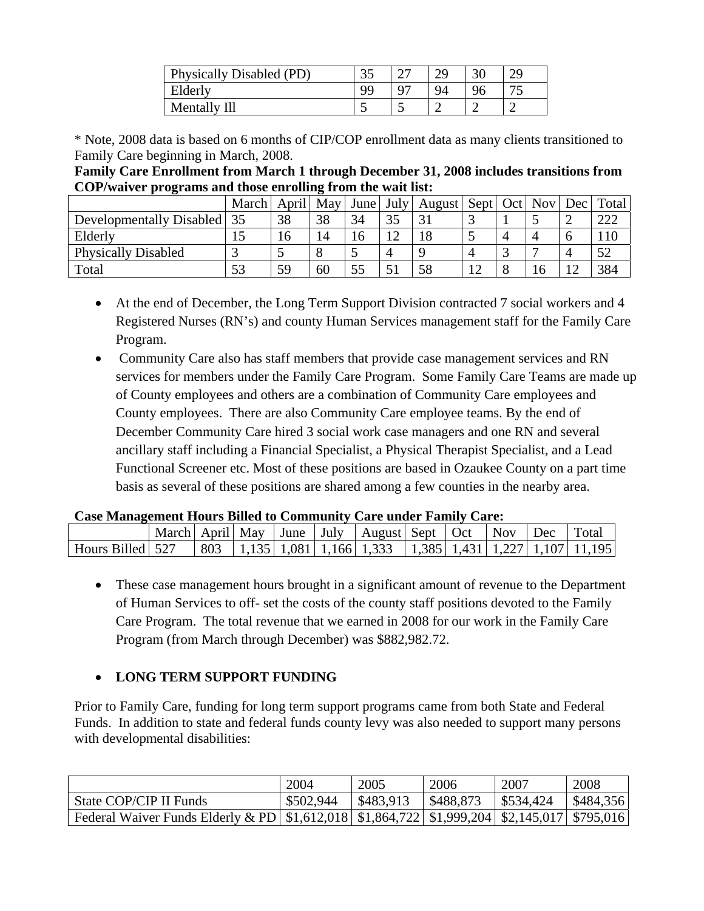| Physically Disabled (PD) | 35 | 27 | 29 | 30 | 29 |
|---|---|---|---|---|---|
| Elderly | 99 | 97 | 94 | 96 | 75 |
| Mentally Ill | 5 | 5 | 2 | 2 | 2 |

* Note, 2008 data is based on 6 months of CIP/COP enrollment data as many clients transitioned to Family Care beginning in March, 2008.

**Family Care Enrollment from March 1 through December 31, 2008 includes transitions from COP/waiver programs and those enrolling from the wait list:**

| | March | April | May | June | July | August | Sept | Oct | Nov | Dec | Total |
|---|---|---|---|---|---|---|---|---|---|---|---|
| Developmentally Disabled | 35 | 38 | 38 | 34 | 35 | 31 | 3 | 1 | 5 | 2 | 222 |
| Elderly | 15 | 16 | 14 | 16 | 12 | 18 | 5 | 4 | 4 | 6 | 110 |
| Physically Disabled | 3 | 5 | 8 | 5 | 4 | 9 | 4 | 3 | 7 | 4 | 52 |
| Total | 53 | 59 | 60 | 55 | 51 | 58 | 12 | 8 | 16 | 12 | 384 |

- At the end of December, the Long Term Support Division contracted 7 social workers and 4 Registered Nurses (RN's) and county Human Services management staff for the Family Care Program.
- Community Care also has staff members that provide case management services and RN services for members under the Family Care Program. Some Family Care Teams are made up of County employees and others are a combination of Community Care employees and County employees. There are also Community Care employee teams. By the end of December Community Care hired 3 social work case managers and one RN and several ancillary staff including a Financial Specialist, a Physical Therapist Specialist, and a Lead Functional Screener etc. Most of these positions are based in Ozaukee County on a part time basis as several of these positions are shared among a few counties in the nearby area.

**Case Management Hours Billed to Community Care under Family Care:**

| | March | April | May | June | July | August | Sept | Oct | Nov | Dec | Total |
|---|---|---|---|---|---|---|---|---|---|---|---|
| Hours Billed | 527 | 803 | 1,135 | 1,081 | 1,166 | 1,333 | 1,385 | 1,431 | 1,227 | 1,107 | 11,195 |

- These case management hours brought in a significant amount of revenue to the Department of Human Services to off- set the costs of the county staff positions devoted to the Family Care Program. The total revenue that we earned in 2008 for our work in the Family Care Program (from March through December) was $882,982.72.

- **LONG TERM SUPPORT FUNDING**

Prior to Family Care, funding for long term support programs came from both State and Federal Funds. In addition to state and federal funds county levy was also needed to support many persons with developmental disabilities:

| | 2004 | 2005 | 2006 | 2007 | 2008 |
|---|---|---|---|---|---|
| State COP/CIP II Funds | $502,944 | $483,913 | $488,873 | $534,424 | $484,356 |
| Federal Waiver Funds Elderly & PD | $1,612,018 | $1,864,722 | $1,999,204 | $2,145,017 | $795,016 |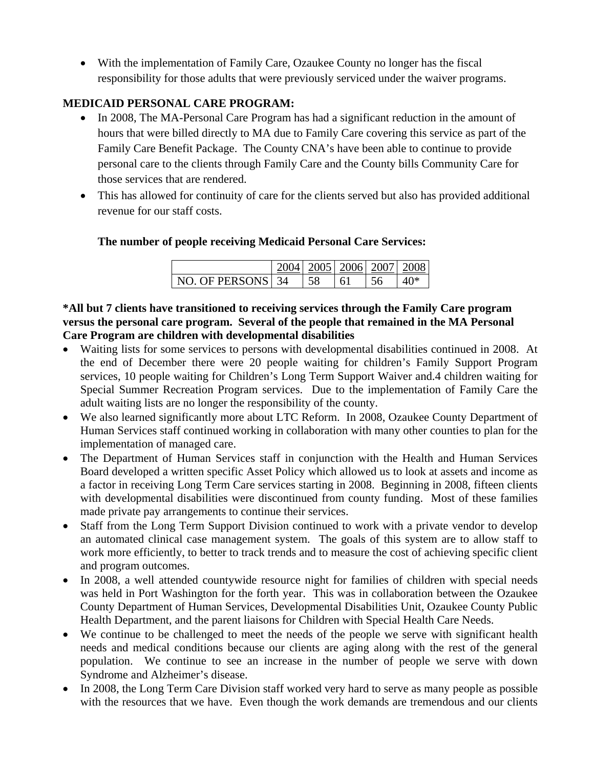- With the implementation of Family Care, Ozaukee County no longer has the fiscal responsibility for those adults that were previously serviced under the waiver programs.

**MEDICAID PERSONAL CARE PROGRAM:**

- In 2008, The MA-Personal Care Program has had a significant reduction in the amount of hours that were billed directly to MA due to Family Care covering this service as part of the Family Care Benefit Package. The County CNA's have been able to continue to provide personal care to the clients through Family Care and the County bills Community Care for those services that are rendered.
- This has allowed for continuity of care for the clients served but also has provided additional revenue for our staff costs.

**The number of people receiving Medicaid Personal Care Services:**

| | 2004 | 2005 | 2006 | 2007 | 2008 |
|---|---|---|---|---|---|
| NO. OF PERSONS | 34 | 58 | 61 | 56 | 40* |

***All but 7 clients have transitioned to receiving services through the Family Care program versus the personal care program. Several of the people that remained in the MA Personal Care Program are children with developmental disabilities**

- Waiting lists for some services to persons with developmental disabilities continued in 2008. At the end of December there were 20 people waiting for children's Family Support Program services, 10 people waiting for Children's Long Term Support Waiver and.4 children waiting for Special Summer Recreation Program services. Due to the implementation of Family Care the adult waiting lists are no longer the responsibility of the county.
- We also learned significantly more about LTC Reform. In 2008, Ozaukee County Department of Human Services staff continued working in collaboration with many other counties to plan for the implementation of managed care.
- The Department of Human Services staff in conjunction with the Health and Human Services Board developed a written specific Asset Policy which allowed us to look at assets and income as a factor in receiving Long Term Care services starting in 2008. Beginning in 2008, fifteen clients with developmental disabilities were discontinued from county funding. Most of these families made private pay arrangements to continue their services.
- Staff from the Long Term Support Division continued to work with a private vendor to develop an automated clinical case management system. The goals of this system are to allow staff to work more efficiently, to better to track trends and to measure the cost of achieving specific client and program outcomes.
- In 2008, a well attended countywide resource night for families of children with special needs was held in Port Washington for the forth year. This was in collaboration between the Ozaukee County Department of Human Services, Developmental Disabilities Unit, Ozaukee County Public Health Department, and the parent liaisons for Children with Special Health Care Needs.
- We continue to be challenged to meet the needs of the people we serve with significant health needs and medical conditions because our clients are aging along with the rest of the general population. We continue to see an increase in the number of people we serve with down Syndrome and Alzheimer's disease.
- In 2008, the Long Term Care Division staff worked very hard to serve as many people as possible with the resources that we have. Even though the work demands are tremendous and our clients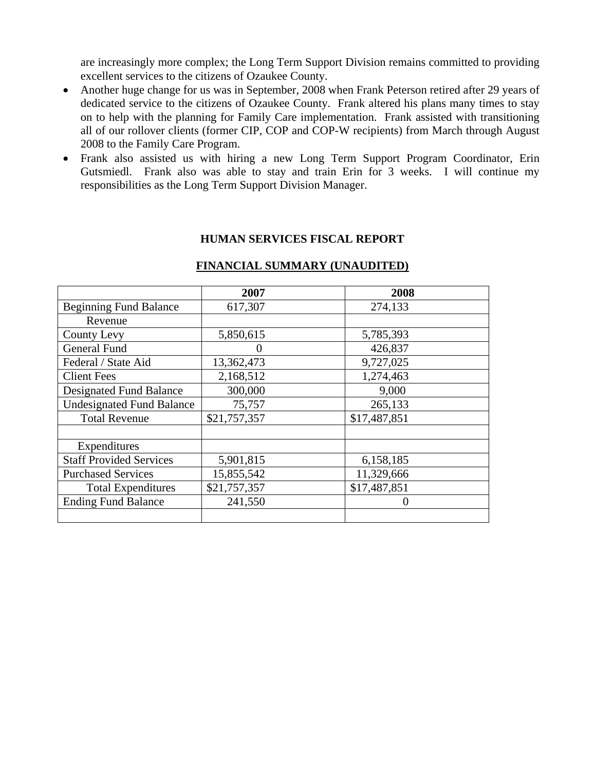are increasingly more complex; the Long Term Support Division remains committed to providing excellent services to the citizens of Ozaukee County.

- Another huge change for us was in September, 2008 when Frank Peterson retired after 29 years of dedicated service to the citizens of Ozaukee County. Frank altered his plans many times to stay on to help with the planning for Family Care implementation. Frank assisted with transitioning all of our rollover clients (former CIP, COP and COP-W recipients) from March through August 2008 to the Family Care Program.
- Frank also assisted us with hiring a new Long Term Support Program Coordinator, Erin Gutsmiedl. Frank also was able to stay and train Erin for 3 weeks. I will continue my responsibilities as the Long Term Support Division Manager.

## HUMAN SERVICES FISCAL REPORT

### FINANCIAL SUMMARY (UNAUDITED)

| | 2007 | 2008 |
|---|---|---|
| Beginning Fund Balance | 617,307 | 274,133 |
| Revenue | | |
| County Levy | 5,850,615 | 5,785,393 |
| General Fund | 0 | 426,837 |
| Federal / State Aid | 13,362,473 | 9,727,025 |
| Client Fees | 2,168,512 | 1,274,463 |
| Designated Fund Balance | 300,000 | 9,000 |
| Undesignated Fund Balance | 75,757 | 265,133 |
| Total Revenue | $21,757,357 | $17,487,851 |
| | | |
| Expenditures | | |
| Staff Provided Services | 5,901,815 | 6,158,185 |
| Purchased Services | 15,855,542 | 11,329,666 |
| Total Expenditures | $21,757,357 | $17,487,851 |
| Ending Fund Balance | 241,550 | 0 |
| | | |